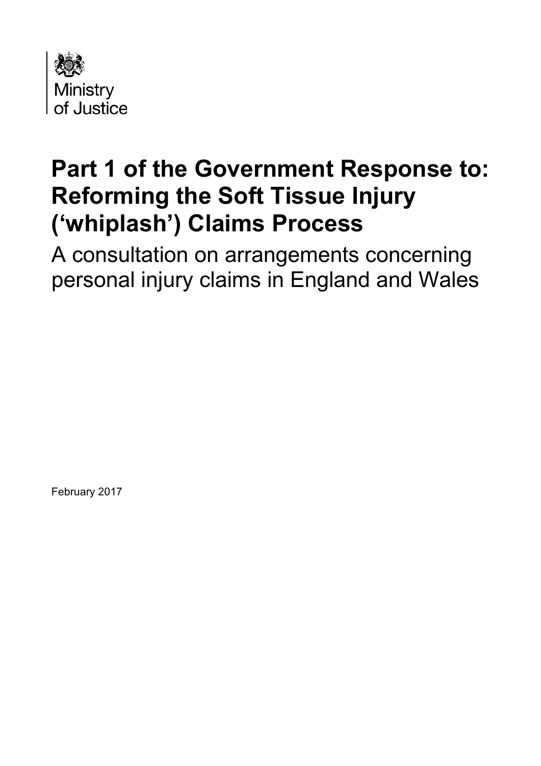Ministry of Justice

# Part 1 of the Government Response to: Reforming the Soft Tissue Injury ('whiplash') Claims Process

A consultation on arrangements concerning personal injury claims in England and Wales

February 2017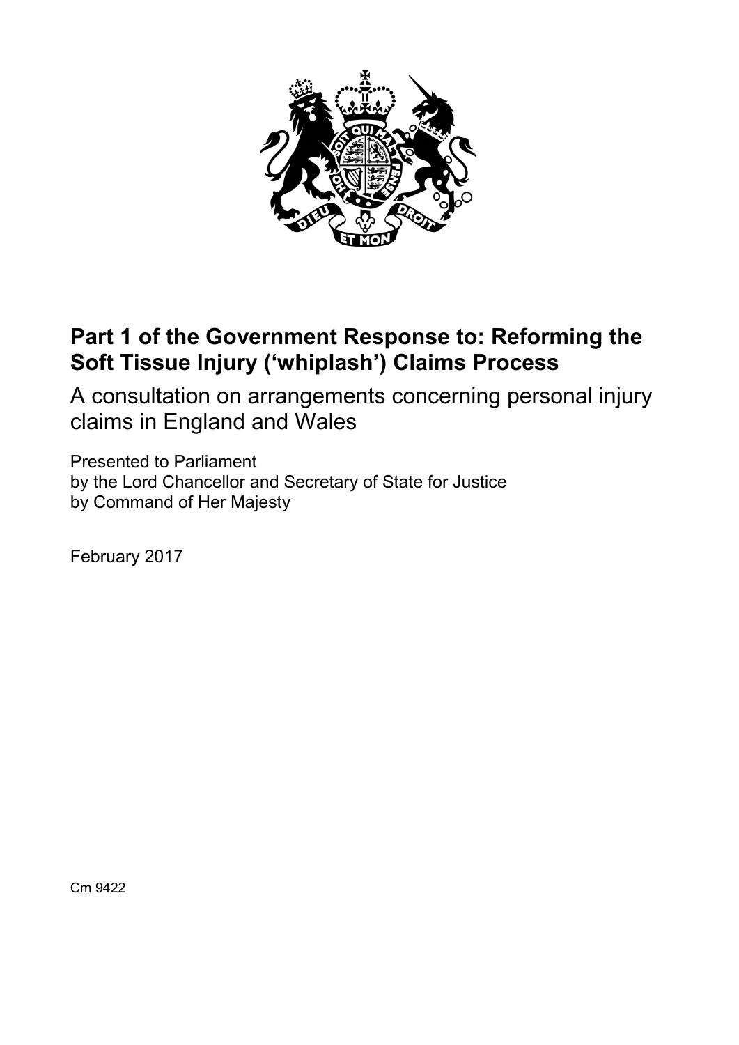# Part 1 of the Government Response to: Reforming the Soft Tissue Injury ('whiplash') Claims Process

A consultation on arrangements concerning personal injury claims in England and Wales

Presented to Parliament
by the Lord Chancellor and Secretary of State for Justice
by Command of Her Majesty

February 2017

Cm 9422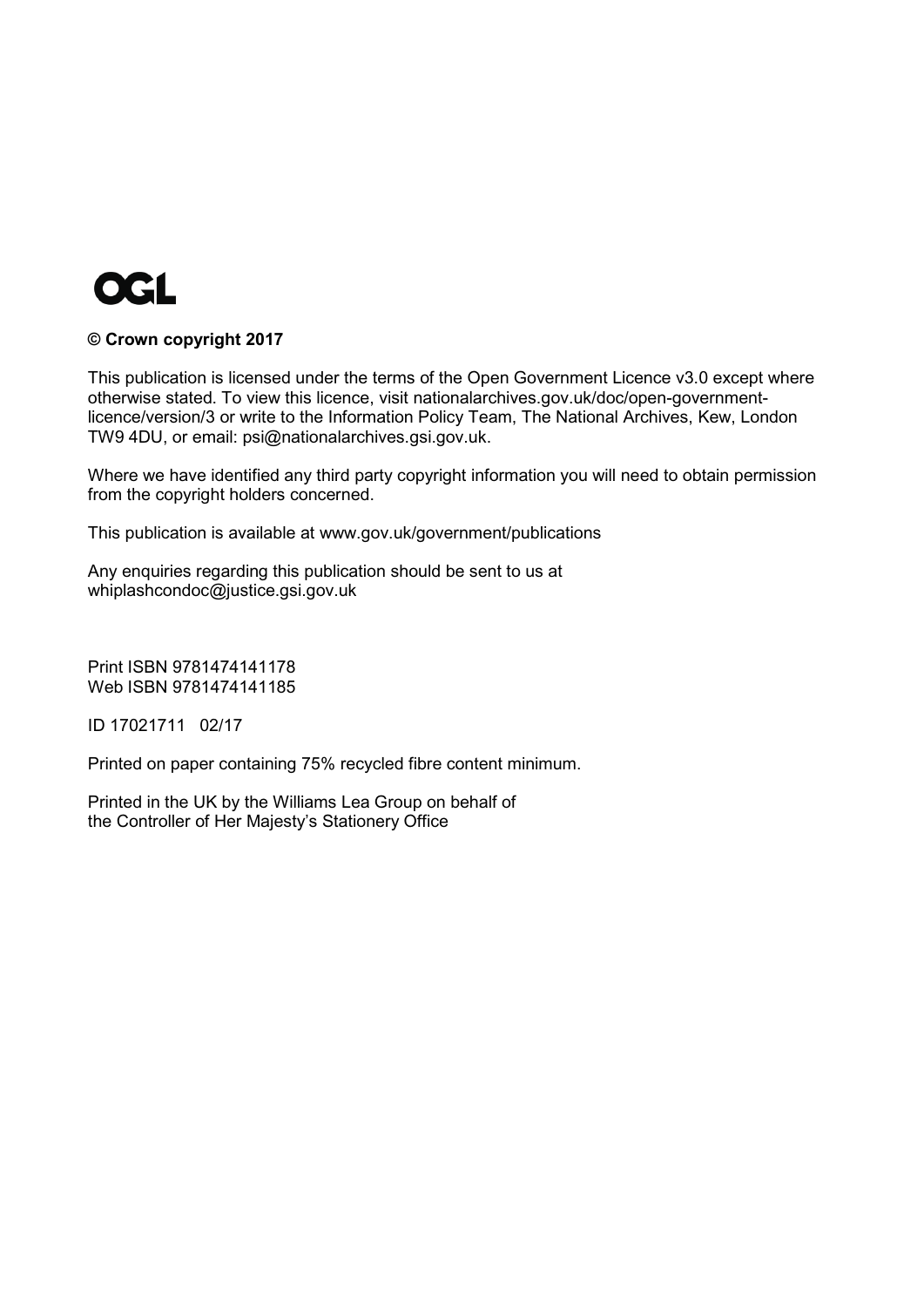OGL

**© Crown copyright 2017**

This publication is licensed under the terms of the Open Government Licence v3.0 except where otherwise stated. To view this licence, visit nationalarchives.gov.uk/doc/open-government-licence/version/3 or write to the Information Policy Team, The National Archives, Kew, London TW9 4DU, or email: psi@nationalarchives.gsi.gov.uk.

Where we have identified any third party copyright information you will need to obtain permission from the copyright holders concerned.

This publication is available at www.gov.uk/government/publications

Any enquiries regarding this publication should be sent to us at whiplashcondoc@justice.gsi.gov.uk

Print ISBN 9781474141178
Web ISBN 9781474141185

ID 17021711 02/17

Printed on paper containing 75% recycled fibre content minimum.

Printed in the UK by the Williams Lea Group on behalf of the Controller of Her Majesty's Stationery Office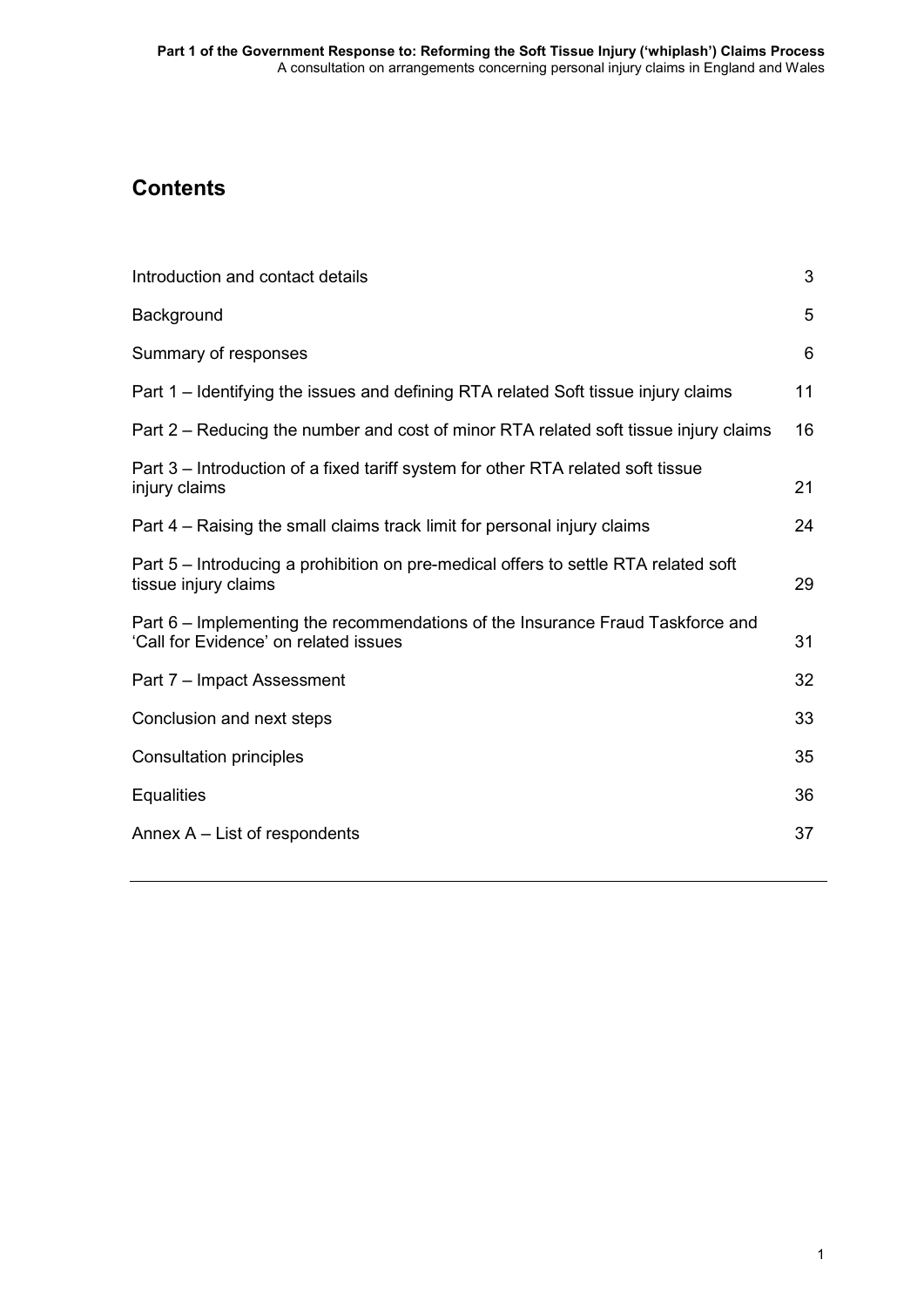## Contents

| | |
|---|---|
| Introduction and contact details | 3 |
| Background | 5 |
| Summary of responses | 6 |
| Part 1 – Identifying the issues and defining RTA related Soft tissue injury claims | 11 |
| Part 2 – Reducing the number and cost of minor RTA related soft tissue injury claims | 16 |
| Part 3 – Introduction of a fixed tariff system for other RTA related soft tissue injury claims | 21 |
| Part 4 – Raising the small claims track limit for personal injury claims | 24 |
| Part 5 – Introducing a prohibition on pre-medical offers to settle RTA related soft tissue injury claims | 29 |
| Part 6 – Implementing the recommendations of the Insurance Fraud Taskforce and 'Call for Evidence' on related issues | 31 |
| Part 7 – Impact Assessment | 32 |
| Conclusion and next steps | 33 |
| Consultation principles | 35 |
| Equalities | 36 |
| Annex A – List of respondents | 37 |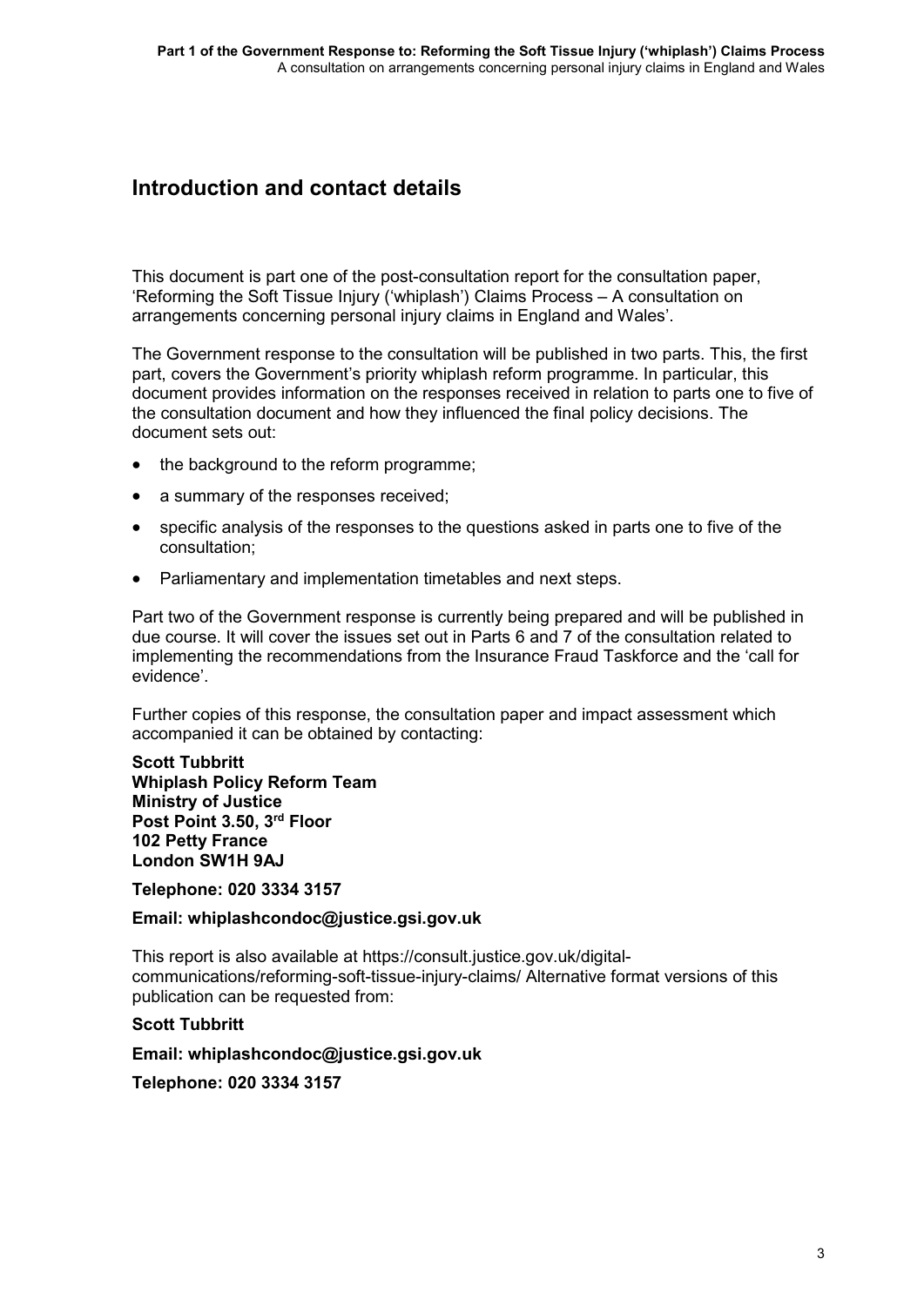## Introduction and contact details

This document is part one of the post-consultation report for the consultation paper, 'Reforming the Soft Tissue Injury ('whiplash') Claims Process – A consultation on arrangements concerning personal injury claims in England and Wales'.

The Government response to the consultation will be published in two parts. This, the first part, covers the Government's priority whiplash reform programme. In particular, this document provides information on the responses received in relation to parts one to five of the consultation document and how they influenced the final policy decisions. The document sets out:

- the background to the reform programme;
- a summary of the responses received;
- specific analysis of the responses to the questions asked in parts one to five of the consultation;
- Parliamentary and implementation timetables and next steps.

Part two of the Government response is currently being prepared and will be published in due course. It will cover the issues set out in Parts 6 and 7 of the consultation related to implementing the recommendations from the Insurance Fraud Taskforce and the 'call for evidence'.

Further copies of this response, the consultation paper and impact assessment which accompanied it can be obtained by contacting:

**Scott Tubbritt**
**Whiplash Policy Reform Team**
**Ministry of Justice**
**Post Point 3.50, 3rd Floor**
**102 Petty France**
**London SW1H 9AJ**

**Telephone: 020 3334 3157**

**Email: whiplashcondoc@justice.gsi.gov.uk**

This report is also available at https://consult.justice.gov.uk/digital-communications/reforming-soft-tissue-injury-claims/ Alternative format versions of this publication can be requested from:

**Scott Tubbritt**

**Email: whiplashcondoc@justice.gsi.gov.uk**

**Telephone: 020 3334 3157**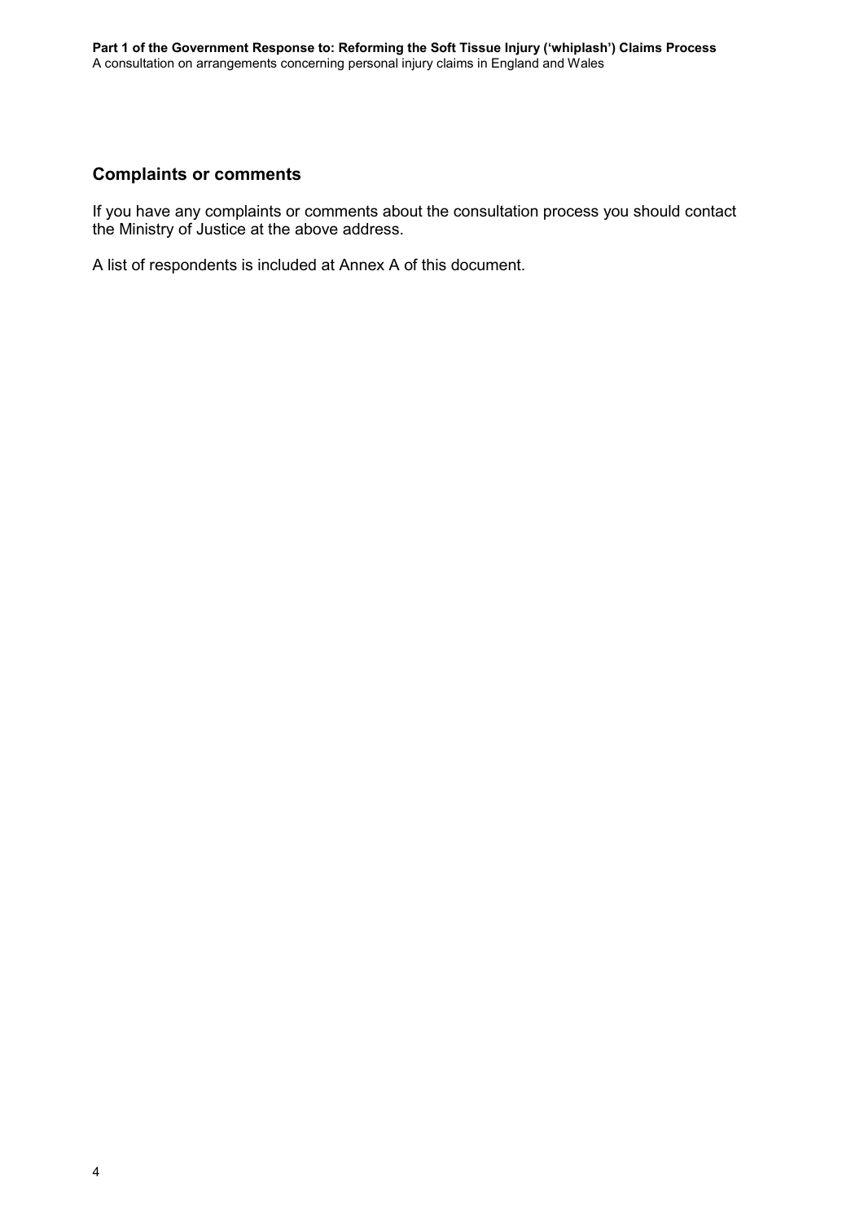## Complaints or comments

If you have any complaints or comments about the consultation process you should contact the Ministry of Justice at the above address.

A list of respondents is included at Annex A of this document.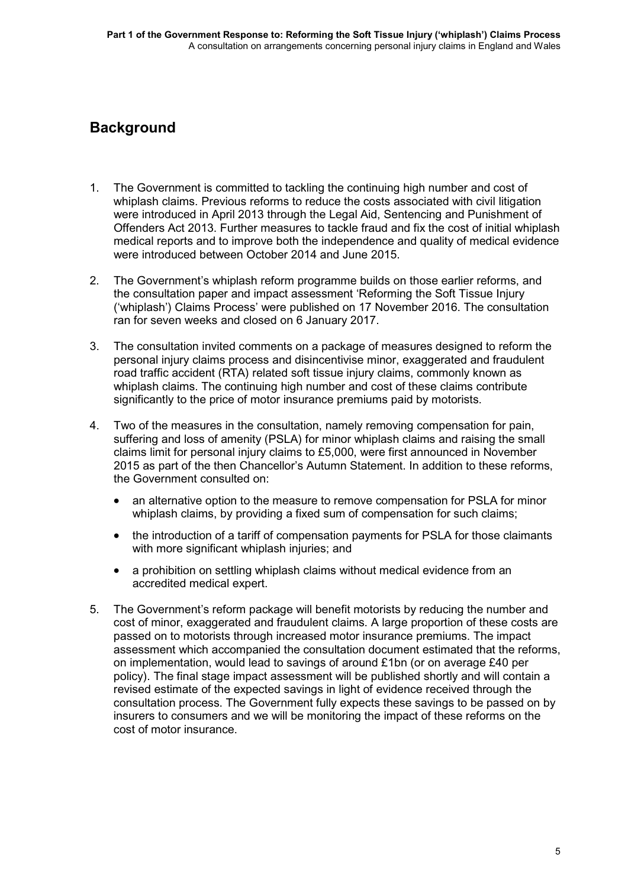## Background

1. The Government is committed to tackling the continuing high number and cost of whiplash claims. Previous reforms to reduce the costs associated with civil litigation were introduced in April 2013 through the Legal Aid, Sentencing and Punishment of Offenders Act 2013. Further measures to tackle fraud and fix the cost of initial whiplash medical reports and to improve both the independence and quality of medical evidence were introduced between October 2014 and June 2015.

2. The Government's whiplash reform programme builds on those earlier reforms, and the consultation paper and impact assessment 'Reforming the Soft Tissue Injury ('whiplash') Claims Process' were published on 17 November 2016. The consultation ran for seven weeks and closed on 6 January 2017.

3. The consultation invited comments on a package of measures designed to reform the personal injury claims process and disincentivise minor, exaggerated and fraudulent road traffic accident (RTA) related soft tissue injury claims, commonly known as whiplash claims. The continuing high number and cost of these claims contribute significantly to the price of motor insurance premiums paid by motorists.

4. Two of the measures in the consultation, namely removing compensation for pain, suffering and loss of amenity (PSLA) for minor whiplash claims and raising the small claims limit for personal injury claims to £5,000, were first announced in November 2015 as part of the then Chancellor's Autumn Statement. In addition to these reforms, the Government consulted on:

   - an alternative option to the measure to remove compensation for PSLA for minor whiplash claims, by providing a fixed sum of compensation for such claims;
   - the introduction of a tariff of compensation payments for PSLA for those claimants with more significant whiplash injuries; and
   - a prohibition on settling whiplash claims without medical evidence from an accredited medical expert.

5. The Government's reform package will benefit motorists by reducing the number and cost of minor, exaggerated and fraudulent claims. A large proportion of these costs are passed on to motorists through increased motor insurance premiums. The impact assessment which accompanied the consultation document estimated that the reforms, on implementation, would lead to savings of around £1bn (or on average £40 per policy). The final stage impact assessment will be published shortly and will contain a revised estimate of the expected savings in light of evidence received through the consultation process. The Government fully expects these savings to be passed on by insurers to consumers and we will be monitoring the impact of these reforms on the cost of motor insurance.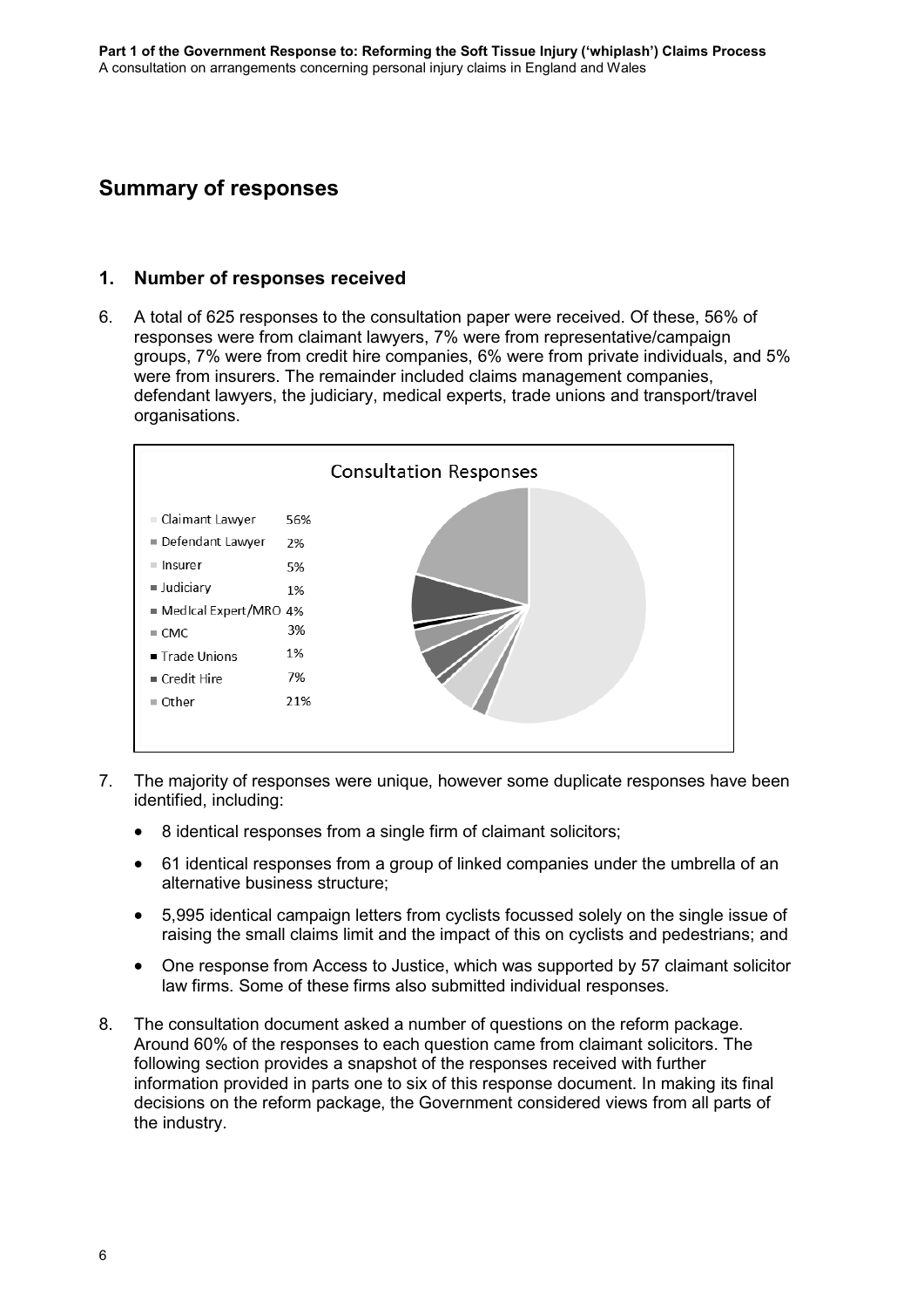## Summary of responses

### 1. Number of responses received

6. A total of 625 responses to the consultation paper were received. Of these, 56% of responses were from claimant lawyers, 7% were from representative/campaign groups, 7% were from credit hire companies, 6% were from private individuals, and 5% were from insurers. The remainder included claims management companies, defendant lawyers, the judiciary, medical experts, trade unions and transport/travel organisations.

**Consultation Responses**

| Category | Percentage |
| --- | --- |
| Claimant Lawyer | 56% |
| Defendant Lawyer | 2% |
| Insurer | 5% |
| Judiciary | 1% |
| Medical Expert/MRO | 4% |
| CMC | 3% |
| Trade Unions | 1% |
| Credit Hire | 7% |
| Other | 21% |

7. The majority of responses were unique, however some duplicate responses have been identified, including:

- 8 identical responses from a single firm of claimant solicitors;
- 61 identical responses from a group of linked companies under the umbrella of an alternative business structure;
- 5,995 identical campaign letters from cyclists focussed solely on the single issue of raising the small claims limit and the impact of this on cyclists and pedestrians; and
- One response from Access to Justice, which was supported by 57 claimant solicitor law firms. Some of these firms also submitted individual responses.

8. The consultation document asked a number of questions on the reform package. Around 60% of the responses to each question came from claimant solicitors. The following section provides a snapshot of the responses received with further information provided in parts one to six of this response document. In making its final decisions on the reform package, the Government considered views from all parts of the industry.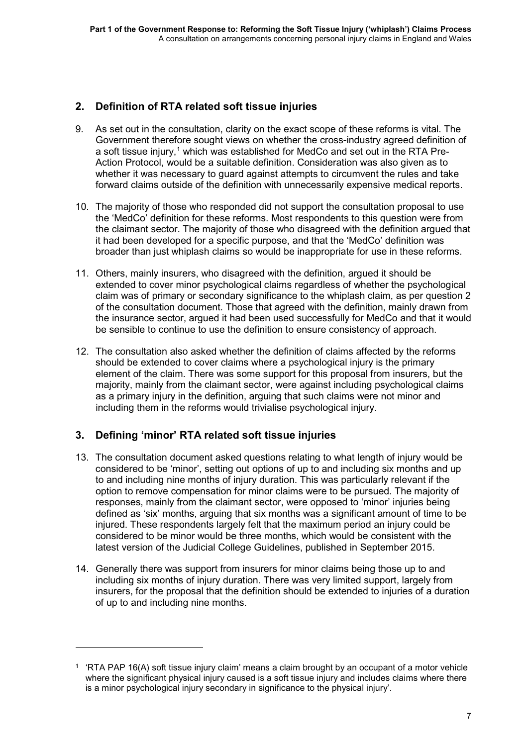## 2. Definition of RTA related soft tissue injuries

9. As set out in the consultation, clarity on the exact scope of these reforms is vital. The Government therefore sought views on whether the cross-industry agreed definition of a soft tissue injury,[1] which was established for MedCo and set out in the RTA Pre-Action Protocol, would be a suitable definition. Consideration was also given as to whether it was necessary to guard against attempts to circumvent the rules and take forward claims outside of the definition with unnecessarily expensive medical reports.

10. The majority of those who responded did not support the consultation proposal to use the 'MedCo' definition for these reforms. Most respondents to this question were from the claimant sector. The majority of those who disagreed with the definition argued that it had been developed for a specific purpose, and that the 'MedCo' definition was broader than just whiplash claims so would be inappropriate for use in these reforms.

11. Others, mainly insurers, who disagreed with the definition, argued it should be extended to cover minor psychological claims regardless of whether the psychological claim was of primary or secondary significance to the whiplash claim, as per question 2 of the consultation document. Those that agreed with the definition, mainly drawn from the insurance sector, argued it had been used successfully for MedCo and that it would be sensible to continue to use the definition to ensure consistency of approach.

12. The consultation also asked whether the definition of claims affected by the reforms should be extended to cover claims where a psychological injury is the primary element of the claim. There was some support for this proposal from insurers, but the majority, mainly from the claimant sector, were against including psychological claims as a primary injury in the definition, arguing that such claims were not minor and including them in the reforms would trivialise psychological injury.

## 3. Defining 'minor' RTA related soft tissue injuries

13. The consultation document asked questions relating to what length of injury would be considered to be 'minor', setting out options of up to and including six months and up to and including nine months of injury duration. This was particularly relevant if the option to remove compensation for minor claims were to be pursued. The majority of responses, mainly from the claimant sector, were opposed to 'minor' injuries being defined as 'six' months, arguing that six months was a significant amount of time to be injured. These respondents largely felt that the maximum period an injury could be considered to be minor would be three months, which would be consistent with the latest version of the Judicial College Guidelines, published in September 2015.

14. Generally there was support from insurers for minor claims being those up to and including six months of injury duration. There was very limited support, largely from insurers, for the proposal that the definition should be extended to injuries of a duration of up to and including nine months.

---

[1] 'RTA PAP 16(A) soft tissue injury claim' means a claim brought by an occupant of a motor vehicle where the significant physical injury caused is a soft tissue injury and includes claims where there is a minor psychological injury secondary in significance to the physical injury'.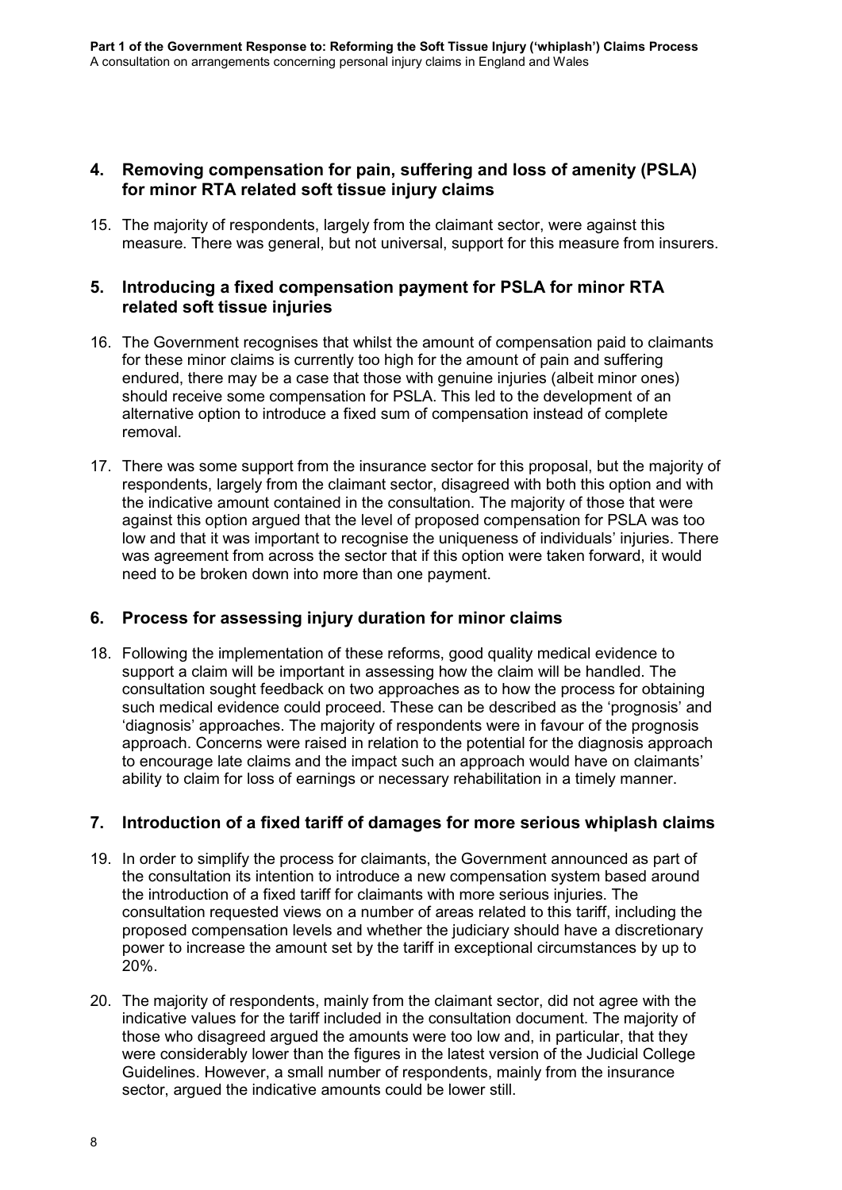## 4. Removing compensation for pain, suffering and loss of amenity (PSLA) for minor RTA related soft tissue injury claims

15. The majority of respondents, largely from the claimant sector, were against this measure. There was general, but not universal, support for this measure from insurers.

## 5. Introducing a fixed compensation payment for PSLA for minor RTA related soft tissue injuries

16. The Government recognises that whilst the amount of compensation paid to claimants for these minor claims is currently too high for the amount of pain and suffering endured, there may be a case that those with genuine injuries (albeit minor ones) should receive some compensation for PSLA. This led to the development of an alternative option to introduce a fixed sum of compensation instead of complete removal.

17. There was some support from the insurance sector for this proposal, but the majority of respondents, largely from the claimant sector, disagreed with both this option and with the indicative amount contained in the consultation. The majority of those that were against this option argued that the level of proposed compensation for PSLA was too low and that it was important to recognise the uniqueness of individuals' injuries. There was agreement from across the sector that if this option were taken forward, it would need to be broken down into more than one payment.

## 6. Process for assessing injury duration for minor claims

18. Following the implementation of these reforms, good quality medical evidence to support a claim will be important in assessing how the claim will be handled. The consultation sought feedback on two approaches as to how the process for obtaining such medical evidence could proceed. These can be described as the 'prognosis' and 'diagnosis' approaches. The majority of respondents were in favour of the prognosis approach. Concerns were raised in relation to the potential for the diagnosis approach to encourage late claims and the impact such an approach would have on claimants' ability to claim for loss of earnings or necessary rehabilitation in a timely manner.

## 7. Introduction of a fixed tariff of damages for more serious whiplash claims

19. In order to simplify the process for claimants, the Government announced as part of the consultation its intention to introduce a new compensation system based around the introduction of a fixed tariff for claimants with more serious injuries. The consultation requested views on a number of areas related to this tariff, including the proposed compensation levels and whether the judiciary should have a discretionary power to increase the amount set by the tariff in exceptional circumstances by up to 20%.

20. The majority of respondents, mainly from the claimant sector, did not agree with the indicative values for the tariff included in the consultation document. The majority of those who disagreed argued the amounts were too low and, in particular, that they were considerably lower than the figures in the latest version of the Judicial College Guidelines. However, a small number of respondents, mainly from the insurance sector, argued the indicative amounts could be lower still.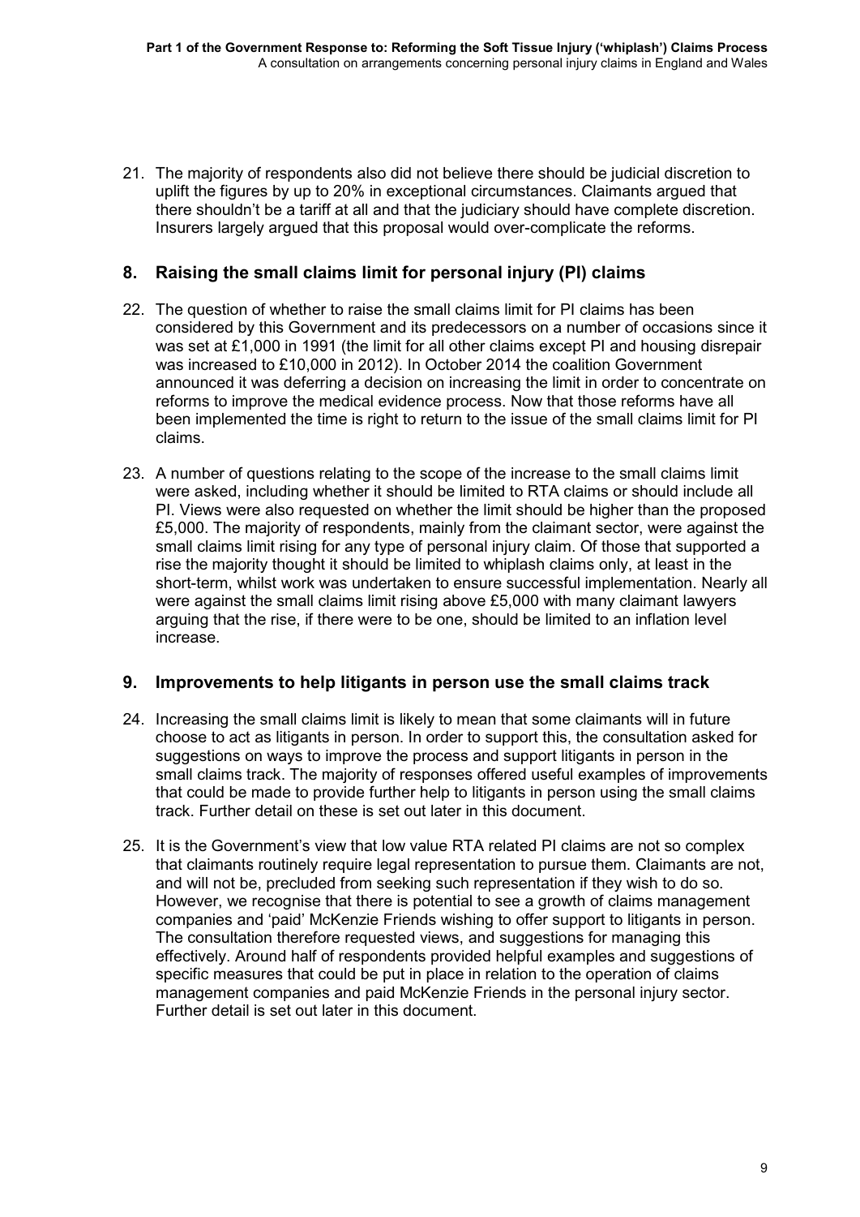21. The majority of respondents also did not believe there should be judicial discretion to uplift the figures by up to 20% in exceptional circumstances. Claimants argued that there shouldn't be a tariff at all and that the judiciary should have complete discretion. Insurers largely argued that this proposal would over-complicate the reforms.

## 8. Raising the small claims limit for personal injury (PI) claims

22. The question of whether to raise the small claims limit for PI claims has been considered by this Government and its predecessors on a number of occasions since it was set at £1,000 in 1991 (the limit for all other claims except PI and housing disrepair was increased to £10,000 in 2012). In October 2014 the coalition Government announced it was deferring a decision on increasing the limit in order to concentrate on reforms to improve the medical evidence process. Now that those reforms have all been implemented the time is right to return to the issue of the small claims limit for PI claims.

23. A number of questions relating to the scope of the increase to the small claims limit were asked, including whether it should be limited to RTA claims or should include all PI. Views were also requested on whether the limit should be higher than the proposed £5,000. The majority of respondents, mainly from the claimant sector, were against the small claims limit rising for any type of personal injury claim. Of those that supported a rise the majority thought it should be limited to whiplash claims only, at least in the short-term, whilst work was undertaken to ensure successful implementation. Nearly all were against the small claims limit rising above £5,000 with many claimant lawyers arguing that the rise, if there were to be one, should be limited to an inflation level increase.

## 9. Improvements to help litigants in person use the small claims track

24. Increasing the small claims limit is likely to mean that some claimants will in future choose to act as litigants in person. In order to support this, the consultation asked for suggestions on ways to improve the process and support litigants in person in the small claims track. The majority of responses offered useful examples of improvements that could be made to provide further help to litigants in person using the small claims track. Further detail on these is set out later in this document.

25. It is the Government's view that low value RTA related PI claims are not so complex that claimants routinely require legal representation to pursue them. Claimants are not, and will not be, precluded from seeking such representation if they wish to do so. However, we recognise that there is potential to see a growth of claims management companies and 'paid' McKenzie Friends wishing to offer support to litigants in person. The consultation therefore requested views, and suggestions for managing this effectively. Around half of respondents provided helpful examples and suggestions of specific measures that could be put in place in relation to the operation of claims management companies and paid McKenzie Friends in the personal injury sector. Further detail is set out later in this document.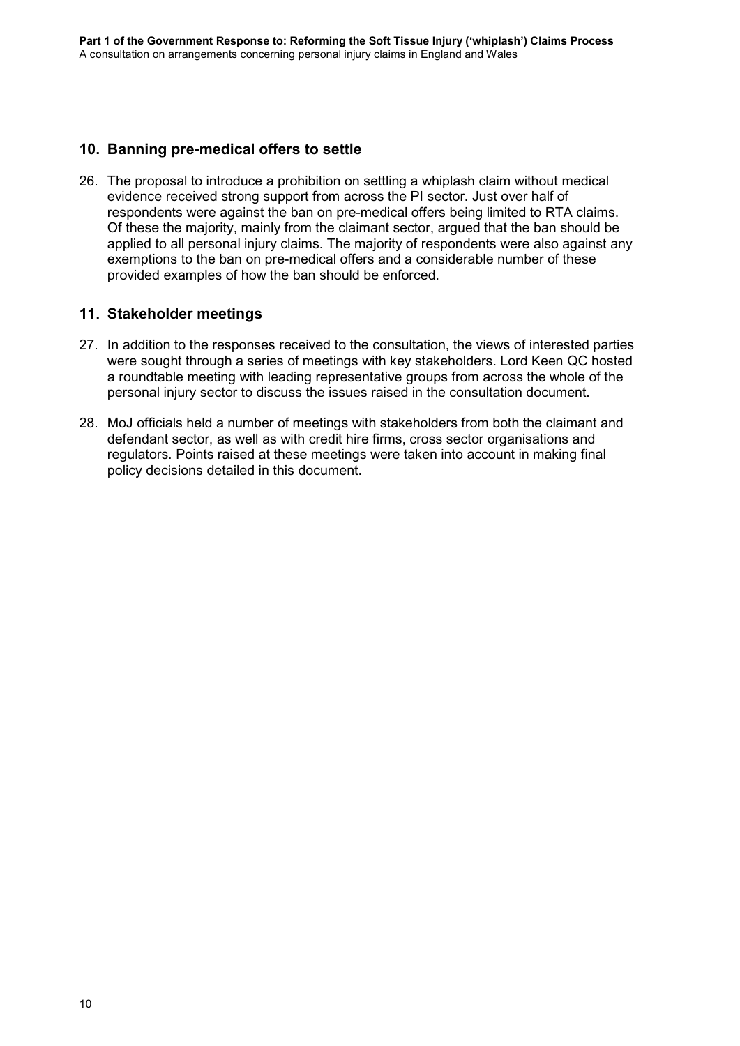## 10. Banning pre-medical offers to settle

26. The proposal to introduce a prohibition on settling a whiplash claim without medical evidence received strong support from across the PI sector. Just over half of respondents were against the ban on pre-medical offers being limited to RTA claims. Of these the majority, mainly from the claimant sector, argued that the ban should be applied to all personal injury claims. The majority of respondents were also against any exemptions to the ban on pre-medical offers and a considerable number of these provided examples of how the ban should be enforced.

## 11. Stakeholder meetings

27. In addition to the responses received to the consultation, the views of interested parties were sought through a series of meetings with key stakeholders. Lord Keen QC hosted a roundtable meeting with leading representative groups from across the whole of the personal injury sector to discuss the issues raised in the consultation document.

28. MoJ officials held a number of meetings with stakeholders from both the claimant and defendant sector, as well as with credit hire firms, cross sector organisations and regulators. Points raised at these meetings were taken into account in making final policy decisions detailed in this document.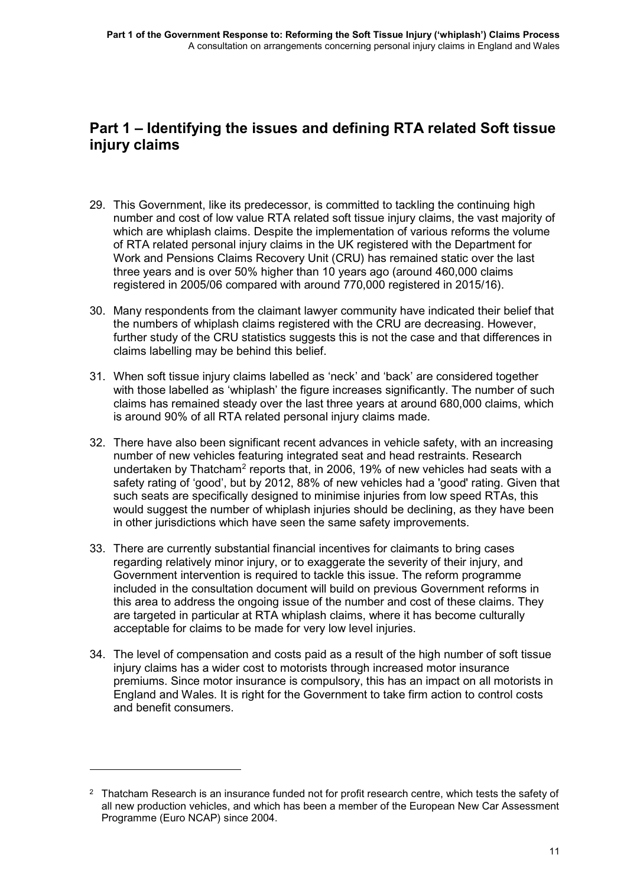## Part 1 – Identifying the issues and defining RTA related Soft tissue injury claims

29. This Government, like its predecessor, is committed to tackling the continuing high number and cost of low value RTA related soft tissue injury claims, the vast majority of which are whiplash claims. Despite the implementation of various reforms the volume of RTA related personal injury claims in the UK registered with the Department for Work and Pensions Claims Recovery Unit (CRU) has remained static over the last three years and is over 50% higher than 10 years ago (around 460,000 claims registered in 2005/06 compared with around 770,000 registered in 2015/16).

30. Many respondents from the claimant lawyer community have indicated their belief that the numbers of whiplash claims registered with the CRU are decreasing. However, further study of the CRU statistics suggests this is not the case and that differences in claims labelling may be behind this belief.

31. When soft tissue injury claims labelled as 'neck' and 'back' are considered together with those labelled as 'whiplash' the figure increases significantly. The number of such claims has remained steady over the last three years at around 680,000 claims, which is around 90% of all RTA related personal injury claims made.

32. There have also been significant recent advances in vehicle safety, with an increasing number of new vehicles featuring integrated seat and head restraints. Research undertaken by Thatcham[2] reports that, in 2006, 19% of new vehicles had seats with a safety rating of 'good', but by 2012, 88% of new vehicles had a 'good' rating. Given that such seats are specifically designed to minimise injuries from low speed RTAs, this would suggest the number of whiplash injuries should be declining, as they have been in other jurisdictions which have seen the same safety improvements.

33. There are currently substantial financial incentives for claimants to bring cases regarding relatively minor injury, or to exaggerate the severity of their injury, and Government intervention is required to tackle this issue. The reform programme included in the consultation document will build on previous Government reforms in this area to address the ongoing issue of the number and cost of these claims. They are targeted in particular at RTA whiplash claims, where it has become culturally acceptable for claims to be made for very low level injuries.

34. The level of compensation and costs paid as a result of the high number of soft tissue injury claims has a wider cost to motorists through increased motor insurance premiums. Since motor insurance is compulsory, this has an impact on all motorists in England and Wales. It is right for the Government to take firm action to control costs and benefit consumers.

---

[2] Thatcham Research is an insurance funded not for profit research centre, which tests the safety of all new production vehicles, and which has been a member of the European New Car Assessment Programme (Euro NCAP) since 2004.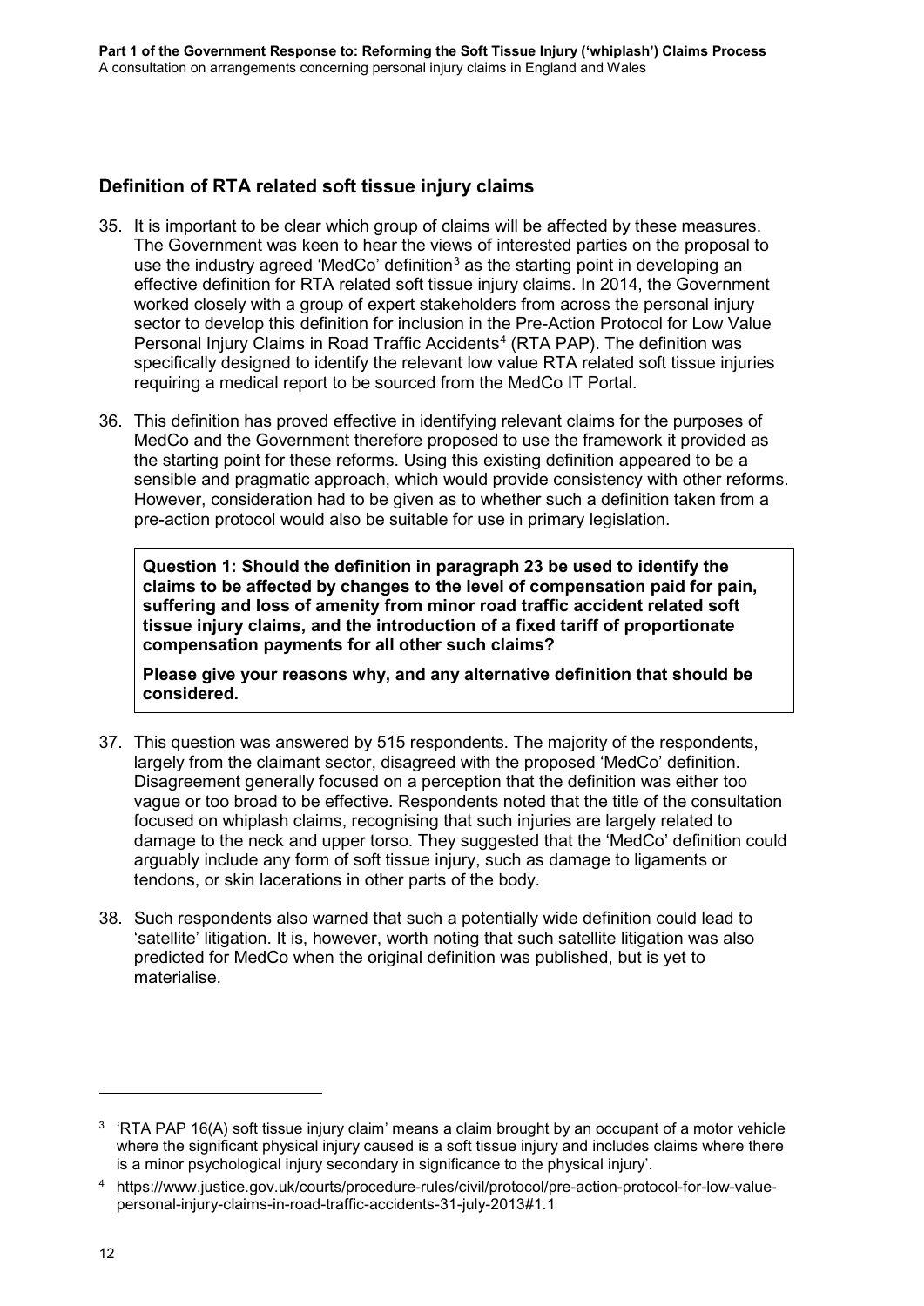## Definition of RTA related soft tissue injury claims

35. It is important to be clear which group of claims will be affected by these measures. The Government was keen to hear the views of interested parties on the proposal to use the industry agreed 'MedCo' definition[3] as the starting point in developing an effective definition for RTA related soft tissue injury claims. In 2014, the Government worked closely with a group of expert stakeholders from across the personal injury sector to develop this definition for inclusion in the Pre-Action Protocol for Low Value Personal Injury Claims in Road Traffic Accidents[4] (RTA PAP). The definition was specifically designed to identify the relevant low value RTA related soft tissue injuries requiring a medical report to be sourced from the MedCo IT Portal.

36. This definition has proved effective in identifying relevant claims for the purposes of MedCo and the Government therefore proposed to use the framework it provided as the starting point for these reforms. Using this existing definition appeared to be a sensible and pragmatic approach, which would provide consistency with other reforms. However, consideration had to be given as to whether such a definition taken from a pre-action protocol would also be suitable for use in primary legislation.

> **Question 1: Should the definition in paragraph 23 be used to identify the claims to be affected by changes to the level of compensation paid for pain, suffering and loss of amenity from minor road traffic accident related soft tissue injury claims, and the introduction of a fixed tariff of proportionate compensation payments for all other such claims?**
>
> **Please give your reasons why, and any alternative definition that should be considered.**

37. This question was answered by 515 respondents. The majority of the respondents, largely from the claimant sector, disagreed with the proposed 'MedCo' definition. Disagreement generally focused on a perception that the definition was either too vague or too broad to be effective. Respondents noted that the title of the consultation focused on whiplash claims, recognising that such injuries are largely related to damage to the neck and upper torso. They suggested that the 'MedCo' definition could arguably include any form of soft tissue injury, such as damage to ligaments or tendons, or skin lacerations in other parts of the body.

38. Such respondents also warned that such a potentially wide definition could lead to 'satellite' litigation. It is, however, worth noting that such satellite litigation was also predicted for MedCo when the original definition was published, but is yet to materialise.

---

[3] 'RTA PAP 16(A) soft tissue injury claim' means a claim brought by an occupant of a motor vehicle where the significant physical injury caused is a soft tissue injury and includes claims where there is a minor psychological injury secondary in significance to the physical injury'.

[4] https://www.justice.gov.uk/courts/procedure-rules/civil/protocol/pre-action-protocol-for-low-value-personal-injury-claims-in-road-traffic-accidents-31-july-2013#1.1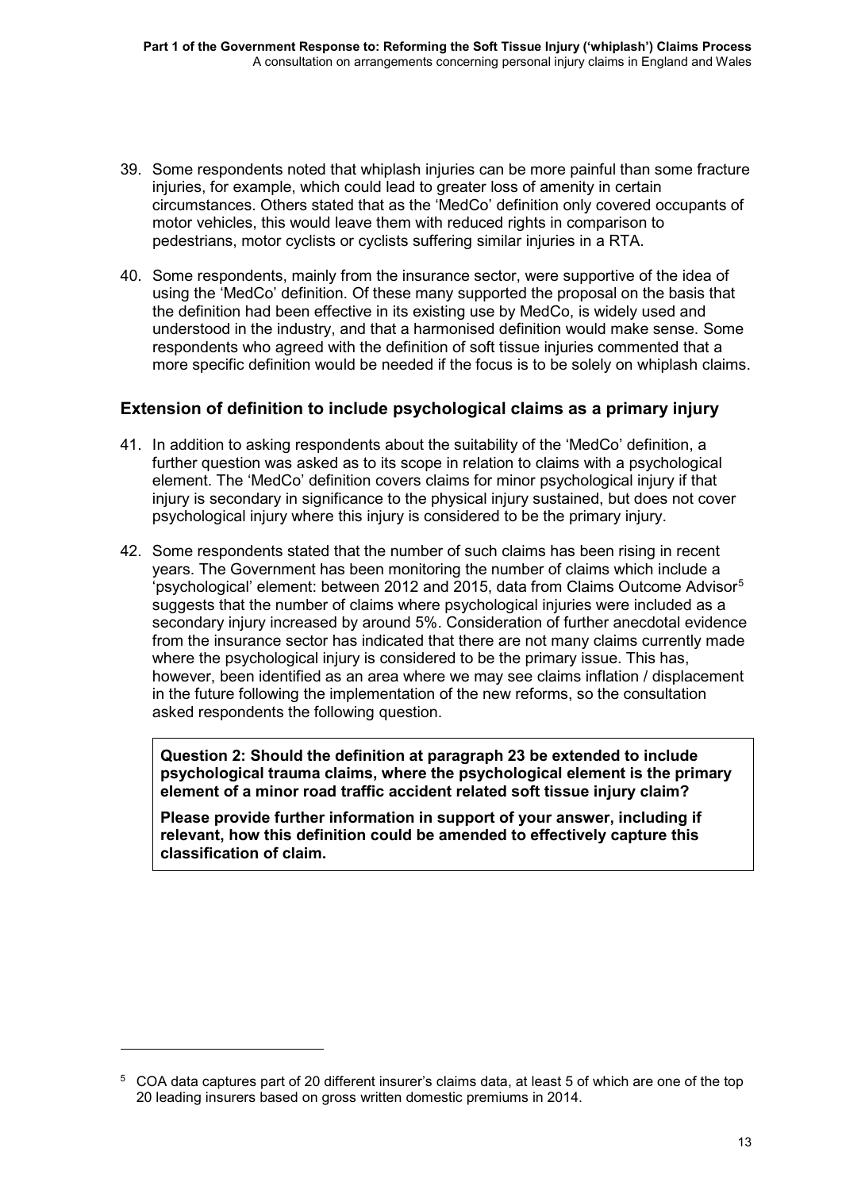39. Some respondents noted that whiplash injuries can be more painful than some fracture injuries, for example, which could lead to greater loss of amenity in certain circumstances. Others stated that as the 'MedCo' definition only covered occupants of motor vehicles, this would leave them with reduced rights in comparison to pedestrians, motor cyclists or cyclists suffering similar injuries in a RTA.

40. Some respondents, mainly from the insurance sector, were supportive of the idea of using the 'MedCo' definition. Of these many supported the proposal on the basis that the definition had been effective in its existing use by MedCo, is widely used and understood in the industry, and that a harmonised definition would make sense. Some respondents who agreed with the definition of soft tissue injuries commented that a more specific definition would be needed if the focus is to be solely on whiplash claims.

## Extension of definition to include psychological claims as a primary injury

41. In addition to asking respondents about the suitability of the 'MedCo' definition, a further question was asked as to its scope in relation to claims with a psychological element. The 'MedCo' definition covers claims for minor psychological injury if that injury is secondary in significance to the physical injury sustained, but does not cover psychological injury where this injury is considered to be the primary injury.

42. Some respondents stated that the number of such claims has been rising in recent years. The Government has been monitoring the number of claims which include a 'psychological' element: between 2012 and 2015, data from Claims Outcome Advisor[5] suggests that the number of claims where psychological injuries were included as a secondary injury increased by around 5%. Consideration of further anecdotal evidence from the insurance sector has indicated that there are not many claims currently made where the psychological injury is considered to be the primary issue. This has, however, been identified as an area where we may see claims inflation / displacement in the future following the implementation of the new reforms, so the consultation asked respondents the following question.

> **Question 2: Should the definition at paragraph 23 be extended to include psychological trauma claims, where the psychological element is the primary element of a minor road traffic accident related soft tissue injury claim?**
>
> **Please provide further information in support of your answer, including if relevant, how this definition could be amended to effectively capture this classification of claim.**

---

[5] COA data captures part of 20 different insurer's claims data, at least 5 of which are one of the top 20 leading insurers based on gross written domestic premiums in 2014.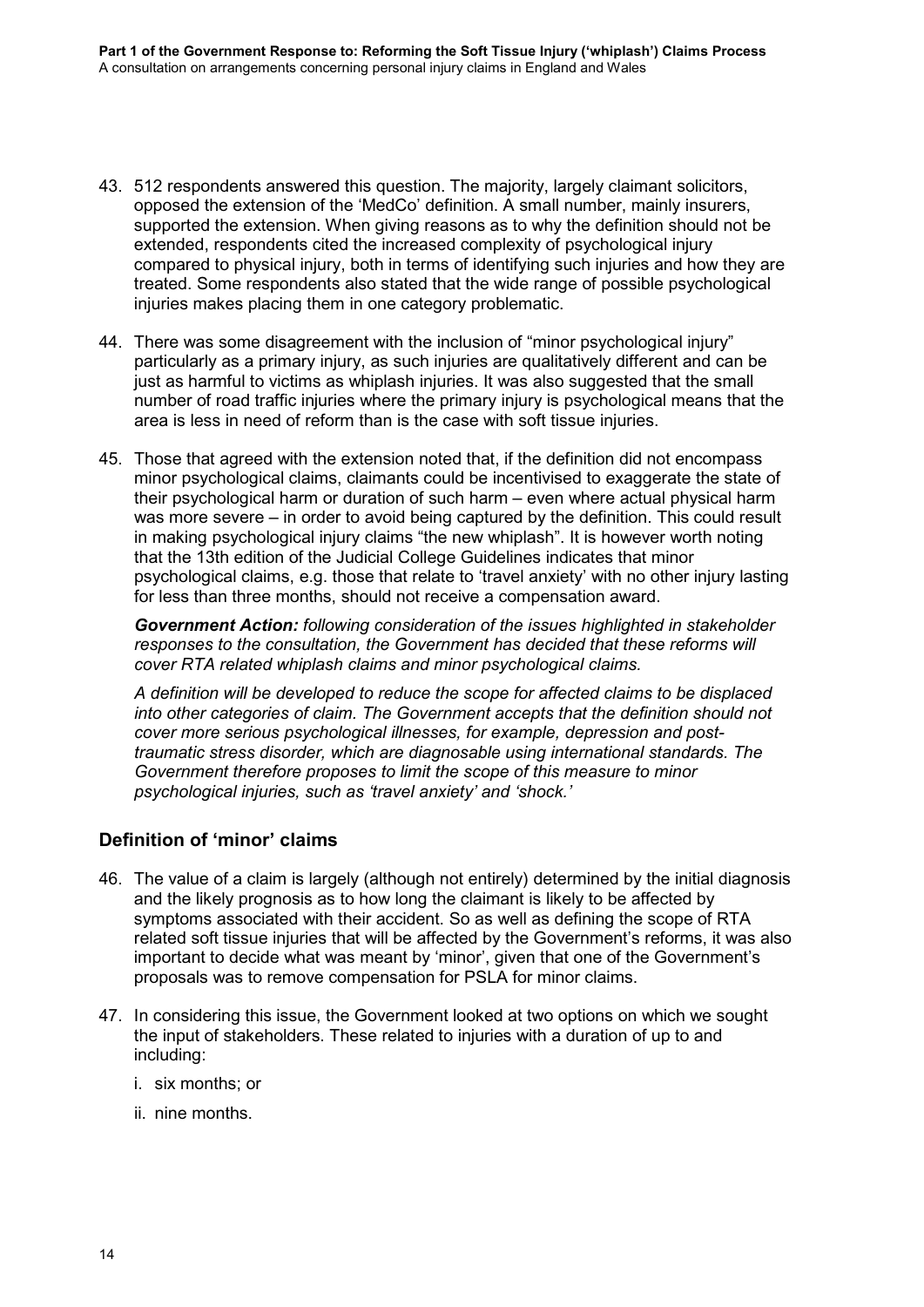43. 512 respondents answered this question. The majority, largely claimant solicitors, opposed the extension of the 'MedCo' definition. A small number, mainly insurers, supported the extension. When giving reasons as to why the definition should not be extended, respondents cited the increased complexity of psychological injury compared to physical injury, both in terms of identifying such injuries and how they are treated. Some respondents also stated that the wide range of possible psychological injuries makes placing them in one category problematic.

44. There was some disagreement with the inclusion of "minor psychological injury" particularly as a primary injury, as such injuries are qualitatively different and can be just as harmful to victims as whiplash injuries. It was also suggested that the small number of road traffic injuries where the primary injury is psychological means that the area is less in need of reform than is the case with soft tissue injuries.

45. Those that agreed with the extension noted that, if the definition did not encompass minor psychological claims, claimants could be incentivised to exaggerate the state of their psychological harm or duration of such harm – even where actual physical harm was more severe – in order to avoid being captured by the definition. This could result in making psychological injury claims "the new whiplash". It is however worth noting that the 13th edition of the Judicial College Guidelines indicates that minor psychological claims, e.g. those that relate to 'travel anxiety' with no other injury lasting for less than three months, should not receive a compensation award.

***Government Action:*** *following consideration of the issues highlighted in stakeholder responses to the consultation, the Government has decided that these reforms will cover RTA related whiplash claims and minor psychological claims.*

*A definition will be developed to reduce the scope for affected claims to be displaced into other categories of claim. The Government accepts that the definition should not cover more serious psychological illnesses, for example, depression and post-traumatic stress disorder, which are diagnosable using international standards. The Government therefore proposes to limit the scope of this measure to minor psychological injuries, such as 'travel anxiety' and 'shock.'*

## Definition of 'minor' claims

46. The value of a claim is largely (although not entirely) determined by the initial diagnosis and the likely prognosis as to how long the claimant is likely to be affected by symptoms associated with their accident. So as well as defining the scope of RTA related soft tissue injuries that will be affected by the Government's reforms, it was also important to decide what was meant by 'minor', given that one of the Government's proposals was to remove compensation for PSLA for minor claims.

47. In considering this issue, the Government looked at two options on which we sought the input of stakeholders. These related to injuries with a duration of up to and including:

    i. six months; or

    ii. nine months.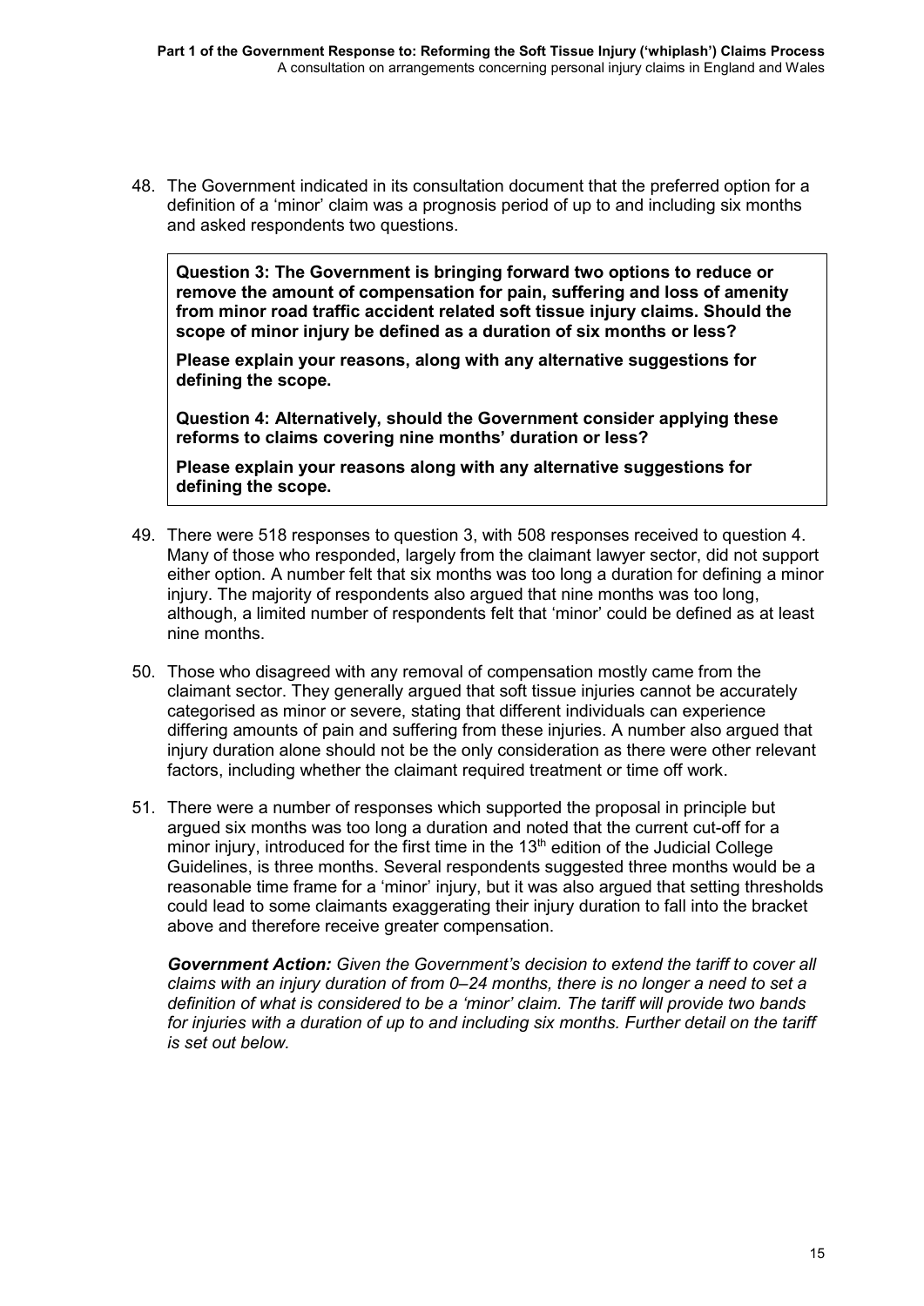48. The Government indicated in its consultation document that the preferred option for a definition of a 'minor' claim was a prognosis period of up to and including six months and asked respondents two questions.

> **Question 3: The Government is bringing forward two options to reduce or remove the amount of compensation for pain, suffering and loss of amenity from minor road traffic accident related soft tissue injury claims. Should the scope of minor injury be defined as a duration of six months or less?**
>
> **Please explain your reasons, along with any alternative suggestions for defining the scope.**
>
> **Question 4: Alternatively, should the Government consider applying these reforms to claims covering nine months' duration or less?**
>
> **Please explain your reasons along with any alternative suggestions for defining the scope.**

49. There were 518 responses to question 3, with 508 responses received to question 4. Many of those who responded, largely from the claimant lawyer sector, did not support either option. A number felt that six months was too long a duration for defining a minor injury. The majority of respondents also argued that nine months was too long, although, a limited number of respondents felt that 'minor' could be defined as at least nine months.

50. Those who disagreed with any removal of compensation mostly came from the claimant sector. They generally argued that soft tissue injuries cannot be accurately categorised as minor or severe, stating that different individuals can experience differing amounts of pain and suffering from these injuries. A number also argued that injury duration alone should not be the only consideration as there were other relevant factors, including whether the claimant required treatment or time off work.

51. There were a number of responses which supported the proposal in principle but argued six months was too long a duration and noted that the current cut-off for a minor injury, introduced for the first time in the 13th edition of the Judicial College Guidelines, is three months. Several respondents suggested three months would be a reasonable time frame for a 'minor' injury, but it was also argued that setting thresholds could lead to some claimants exaggerating their injury duration to fall into the bracket above and therefore receive greater compensation.

***Government Action:*** *Given the Government's decision to extend the tariff to cover all claims with an injury duration of from 0–24 months, there is no longer a need to set a definition of what is considered to be a 'minor' claim. The tariff will provide two bands for injuries with a duration of up to and including six months. Further detail on the tariff is set out below.*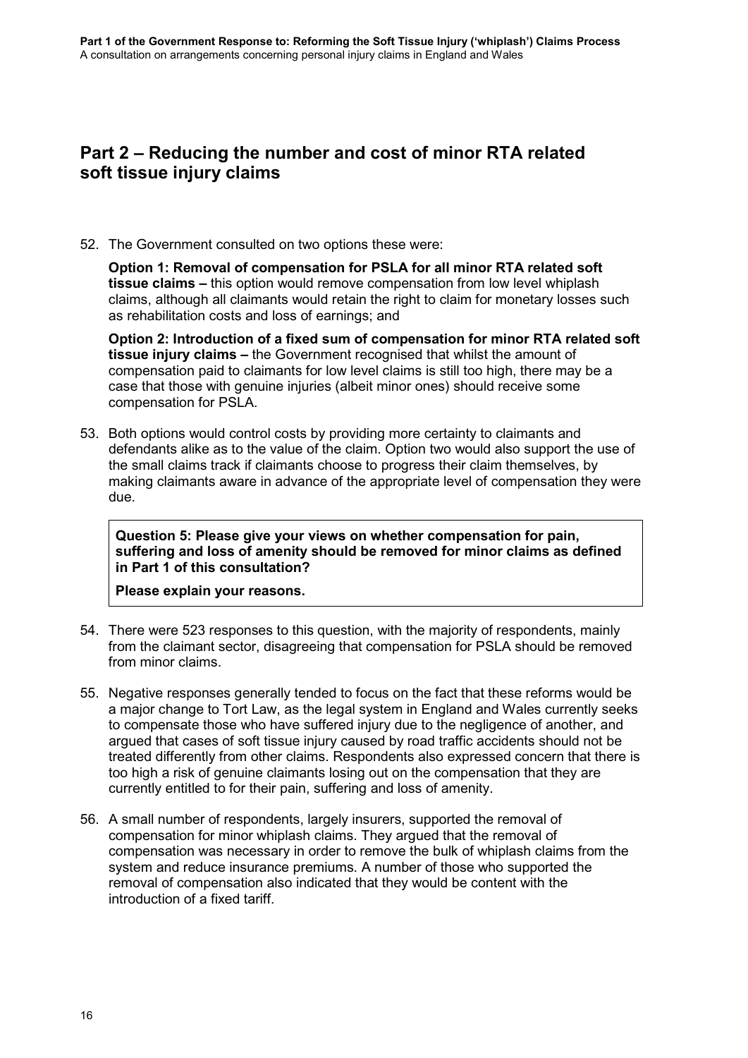## Part 2 – Reducing the number and cost of minor RTA related soft tissue injury claims

52. The Government consulted on two options these were:

    **Option 1: Removal of compensation for PSLA for all minor RTA related soft tissue claims –** this option would remove compensation from low level whiplash claims, although all claimants would retain the right to claim for monetary losses such as rehabilitation costs and loss of earnings; and

    **Option 2: Introduction of a fixed sum of compensation for minor RTA related soft tissue injury claims –** the Government recognised that whilst the amount of compensation paid to claimants for low level claims is still too high, there may be a case that those with genuine injuries (albeit minor ones) should receive some compensation for PSLA.

53. Both options would control costs by providing more certainty to claimants and defendants alike as to the value of the claim. Option two would also support the use of the small claims track if claimants choose to progress their claim themselves, by making claimants aware in advance of the appropriate level of compensation they were due.

> **Question 5: Please give your views on whether compensation for pain, suffering and loss of amenity should be removed for minor claims as defined in Part 1 of this consultation?**
>
> **Please explain your reasons.**

54. There were 523 responses to this question, with the majority of respondents, mainly from the claimant sector, disagreeing that compensation for PSLA should be removed from minor claims.

55. Negative responses generally tended to focus on the fact that these reforms would be a major change to Tort Law, as the legal system in England and Wales currently seeks to compensate those who have suffered injury due to the negligence of another, and argued that cases of soft tissue injury caused by road traffic accidents should not be treated differently from other claims. Respondents also expressed concern that there is too high a risk of genuine claimants losing out on the compensation that they are currently entitled to for their pain, suffering and loss of amenity.

56. A small number of respondents, largely insurers, supported the removal of compensation for minor whiplash claims. They argued that the removal of compensation was necessary in order to remove the bulk of whiplash claims from the system and reduce insurance premiums. A number of those who supported the removal of compensation also indicated that they would be content with the introduction of a fixed tariff.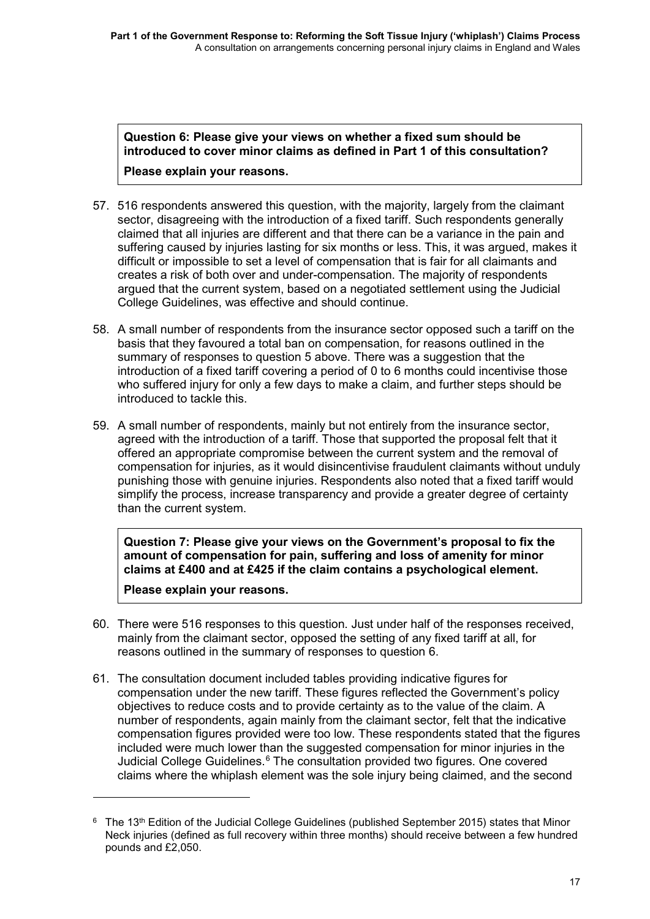**Question 6: Please give your views on whether a fixed sum should be introduced to cover minor claims as defined in Part 1 of this consultation?**

**Please explain your reasons.**

57. 516 respondents answered this question, with the majority, largely from the claimant sector, disagreeing with the introduction of a fixed tariff. Such respondents generally claimed that all injuries are different and that there can be a variance in the pain and suffering caused by injuries lasting for six months or less. This, it was argued, makes it difficult or impossible to set a level of compensation that is fair for all claimants and creates a risk of both over and under-compensation. The majority of respondents argued that the current system, based on a negotiated settlement using the Judicial College Guidelines, was effective and should continue.

58. A small number of respondents from the insurance sector opposed such a tariff on the basis that they favoured a total ban on compensation, for reasons outlined in the summary of responses to question 5 above. There was a suggestion that the introduction of a fixed tariff covering a period of 0 to 6 months could incentivise those who suffered injury for only a few days to make a claim, and further steps should be introduced to tackle this.

59. A small number of respondents, mainly but not entirely from the insurance sector, agreed with the introduction of a tariff. Those that supported the proposal felt that it offered an appropriate compromise between the current system and the removal of compensation for injuries, as it would disincentivise fraudulent claimants without unduly punishing those with genuine injuries. Respondents also noted that a fixed tariff would simplify the process, increase transparency and provide a greater degree of certainty than the current system.

**Question 7: Please give your views on the Government's proposal to fix the amount of compensation for pain, suffering and loss of amenity for minor claims at £400 and at £425 if the claim contains a psychological element.**

**Please explain your reasons.**

60. There were 516 responses to this question. Just under half of the responses received, mainly from the claimant sector, opposed the setting of any fixed tariff at all, for reasons outlined in the summary of responses to question 6.

61. The consultation document included tables providing indicative figures for compensation under the new tariff. These figures reflected the Government's policy objectives to reduce costs and to provide certainty as to the value of the claim. A number of respondents, again mainly from the claimant sector, felt that the indicative compensation figures provided were too low. These respondents stated that the figures included were much lower than the suggested compensation for minor injuries in the Judicial College Guidelines.[6] The consultation provided two figures. One covered claims where the whiplash element was the sole injury being claimed, and the second

---

[6] The 13th Edition of the Judicial College Guidelines (published September 2015) states that Minor Neck injuries (defined as full recovery within three months) should receive between a few hundred pounds and £2,050.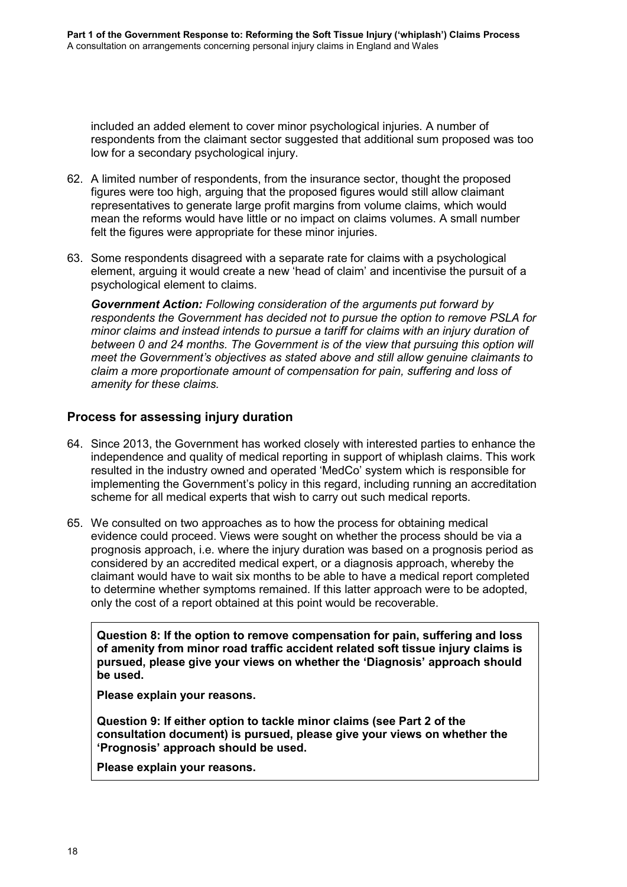included an added element to cover minor psychological injuries. A number of respondents from the claimant sector suggested that additional sum proposed was too low for a secondary psychological injury.

62. A limited number of respondents, from the insurance sector, thought the proposed figures were too high, arguing that the proposed figures would still allow claimant representatives to generate large profit margins from volume claims, which would mean the reforms would have little or no impact on claims volumes. A small number felt the figures were appropriate for these minor injuries.

63. Some respondents disagreed with a separate rate for claims with a psychological element, arguing it would create a new 'head of claim' and incentivise the pursuit of a psychological element to claims.

***Government Action:*** *Following consideration of the arguments put forward by respondents the Government has decided not to pursue the option to remove PSLA for minor claims and instead intends to pursue a tariff for claims with an injury duration of between 0 and 24 months. The Government is of the view that pursuing this option will meet the Government's objectives as stated above and still allow genuine claimants to claim a more proportionate amount of compensation for pain, suffering and loss of amenity for these claims.*

## Process for assessing injury duration

64. Since 2013, the Government has worked closely with interested parties to enhance the independence and quality of medical reporting in support of whiplash claims. This work resulted in the industry owned and operated 'MedCo' system which is responsible for implementing the Government's policy in this regard, including running an accreditation scheme for all medical experts that wish to carry out such medical reports.

65. We consulted on two approaches as to how the process for obtaining medical evidence could proceed. Views were sought on whether the process should be via a prognosis approach, i.e. where the injury duration was based on a prognosis period as considered by an accredited medical expert, or a diagnosis approach, whereby the claimant would have to wait six months to be able to have a medical report completed to determine whether symptoms remained. If this latter approach were to be adopted, only the cost of a report obtained at this point would be recoverable.

**Question 8: If the option to remove compensation for pain, suffering and loss of amenity from minor road traffic accident related soft tissue injury claims is pursued, please give your views on whether the 'Diagnosis' approach should be used.**

**Please explain your reasons.**

**Question 9: If either option to tackle minor claims (see Part 2 of the consultation document) is pursued, please give your views on whether the 'Prognosis' approach should be used.**

**Please explain your reasons.**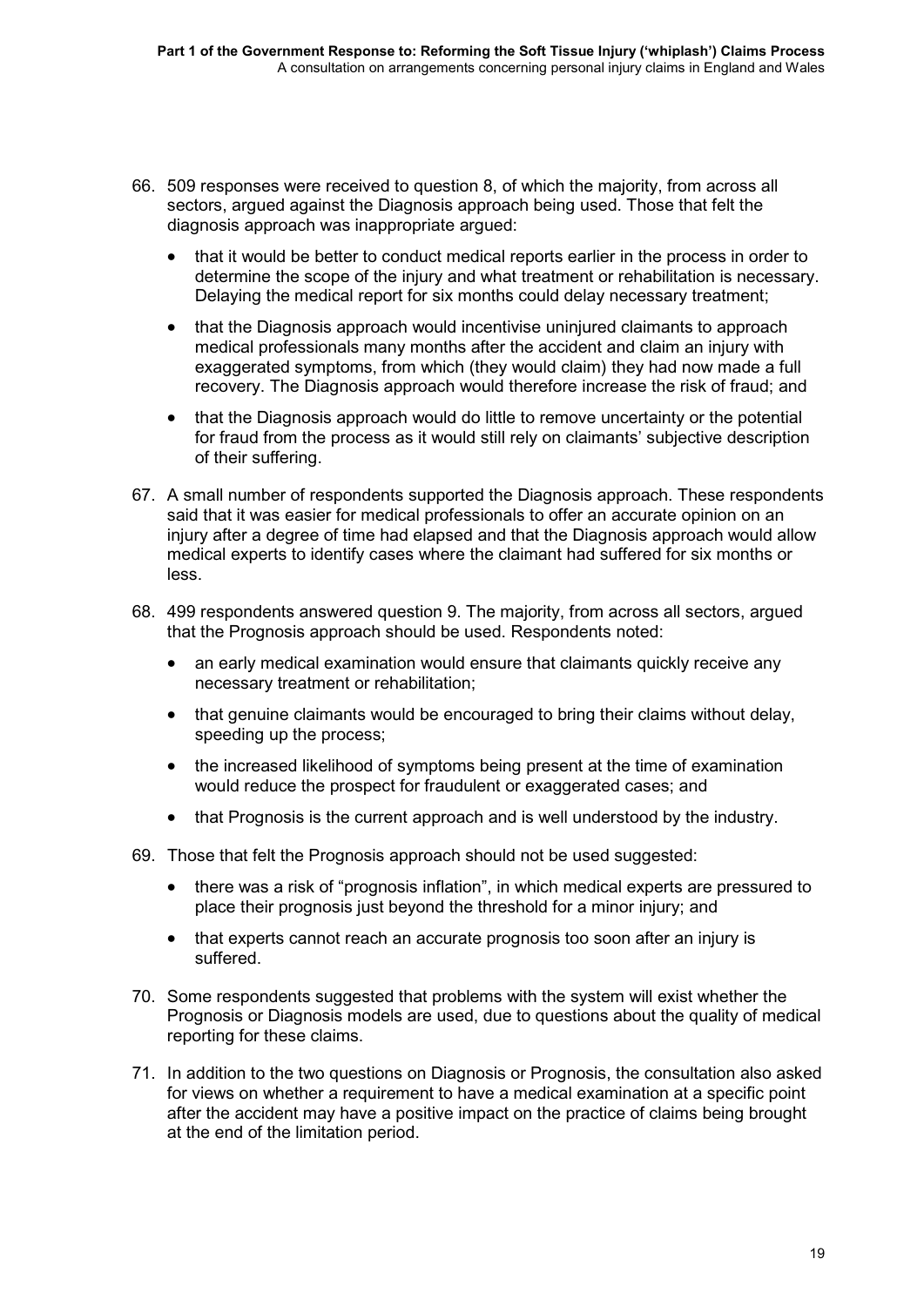66. 509 responses were received to question 8, of which the majority, from across all sectors, argued against the Diagnosis approach being used. Those that felt the diagnosis approach was inappropriate argued:

   - that it would be better to conduct medical reports earlier in the process in order to determine the scope of the injury and what treatment or rehabilitation is necessary. Delaying the medical report for six months could delay necessary treatment;
   - that the Diagnosis approach would incentivise uninjured claimants to approach medical professionals many months after the accident and claim an injury with exaggerated symptoms, from which (they would claim) they had now made a full recovery. The Diagnosis approach would therefore increase the risk of fraud; and
   - that the Diagnosis approach would do little to remove uncertainty or the potential for fraud from the process as it would still rely on claimants' subjective description of their suffering.

67. A small number of respondents supported the Diagnosis approach. These respondents said that it was easier for medical professionals to offer an accurate opinion on an injury after a degree of time had elapsed and that the Diagnosis approach would allow medical experts to identify cases where the claimant had suffered for six months or less.

68. 499 respondents answered question 9. The majority, from across all sectors, argued that the Prognosis approach should be used. Respondents noted:

   - an early medical examination would ensure that claimants quickly receive any necessary treatment or rehabilitation;
   - that genuine claimants would be encouraged to bring their claims without delay, speeding up the process;
   - the increased likelihood of symptoms being present at the time of examination would reduce the prospect for fraudulent or exaggerated cases; and
   - that Prognosis is the current approach and is well understood by the industry.

69. Those that felt the Prognosis approach should not be used suggested:

   - there was a risk of "prognosis inflation", in which medical experts are pressured to place their prognosis just beyond the threshold for a minor injury; and
   - that experts cannot reach an accurate prognosis too soon after an injury is suffered.

70. Some respondents suggested that problems with the system will exist whether the Prognosis or Diagnosis models are used, due to questions about the quality of medical reporting for these claims.

71. In addition to the two questions on Diagnosis or Prognosis, the consultation also asked for views on whether a requirement to have a medical examination at a specific point after the accident may have a positive impact on the practice of claims being brought at the end of the limitation period.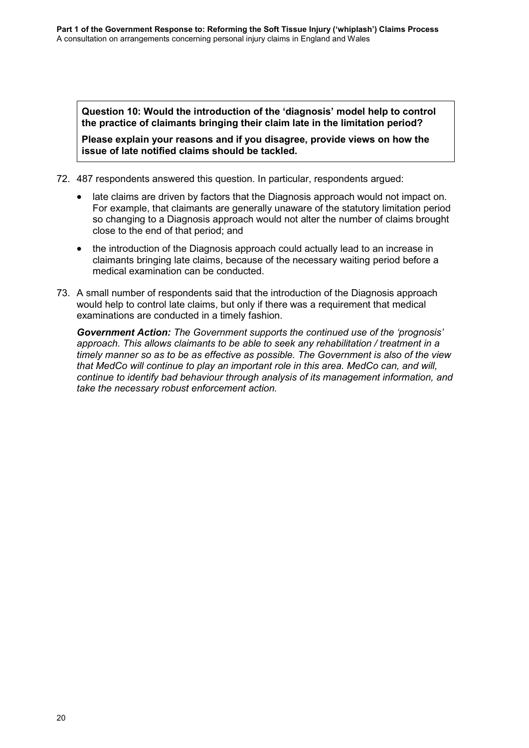**Question 10: Would the introduction of the 'diagnosis' model help to control the practice of claimants bringing their claim late in the limitation period?**

**Please explain your reasons and if you disagree, provide views on how the issue of late notified claims should be tackled.**

72. 487 respondents answered this question. In particular, respondents argued:

    - late claims are driven by factors that the Diagnosis approach would not impact on. For example, that claimants are generally unaware of the statutory limitation period so changing to a Diagnosis approach would not alter the number of claims brought close to the end of that period; and
    - the introduction of the Diagnosis approach could actually lead to an increase in claimants bringing late claims, because of the necessary waiting period before a medical examination can be conducted.

73. A small number of respondents said that the introduction of the Diagnosis approach would help to control late claims, but only if there was a requirement that medical examinations are conducted in a timely fashion.

    ***Government Action:*** *The Government supports the continued use of the 'prognosis' approach. This allows claimants to be able to seek any rehabilitation / treatment in a timely manner so as to be as effective as possible. The Government is also of the view that MedCo will continue to play an important role in this area. MedCo can, and will, continue to identify bad behaviour through analysis of its management information, and take the necessary robust enforcement action.*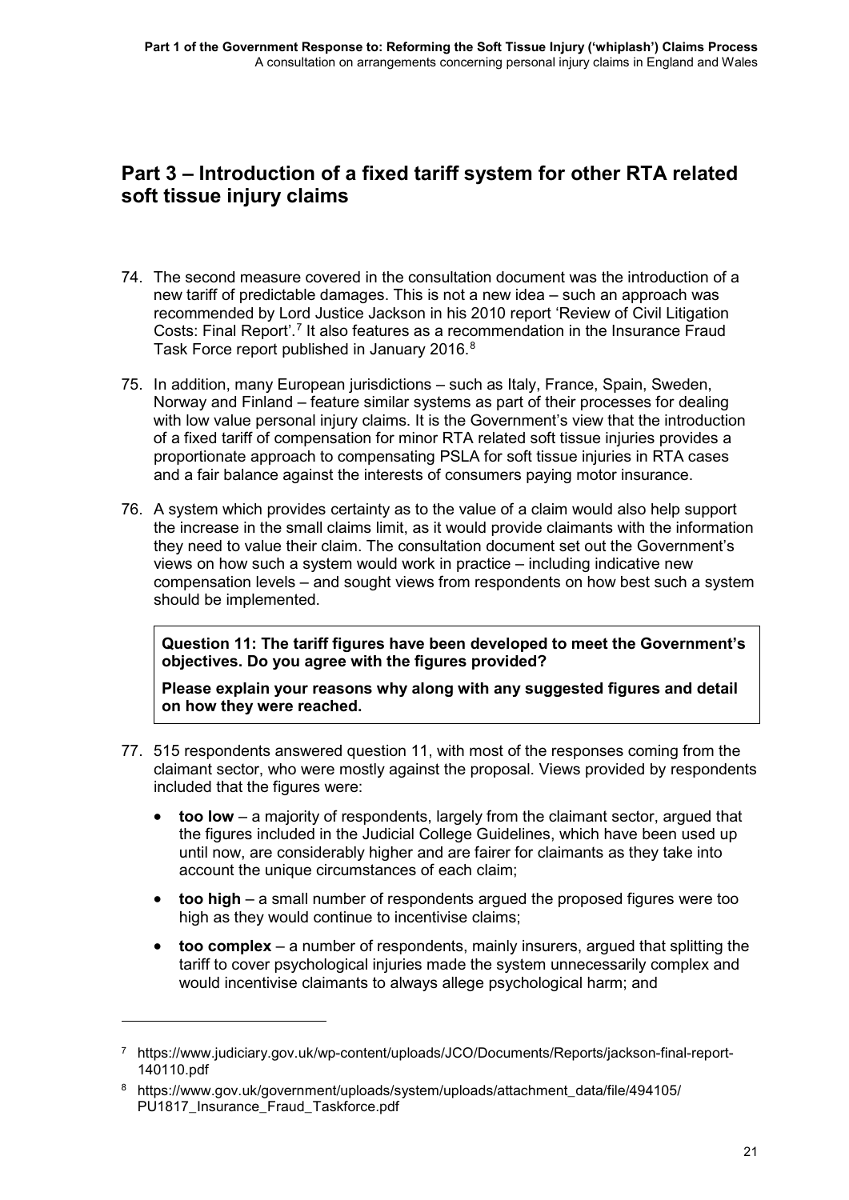## Part 3 – Introduction of a fixed tariff system for other RTA related soft tissue injury claims

74. The second measure covered in the consultation document was the introduction of a new tariff of predictable damages. This is not a new idea – such an approach was recommended by Lord Justice Jackson in his 2010 report 'Review of Civil Litigation Costs: Final Report'.[7] It also features as a recommendation in the Insurance Fraud Task Force report published in January 2016.[8]

75. In addition, many European jurisdictions – such as Italy, France, Spain, Sweden, Norway and Finland – feature similar systems as part of their processes for dealing with low value personal injury claims. It is the Government's view that the introduction of a fixed tariff of compensation for minor RTA related soft tissue injuries provides a proportionate approach to compensating PSLA for soft tissue injuries in RTA cases and a fair balance against the interests of consumers paying motor insurance.

76. A system which provides certainty as to the value of a claim would also help support the increase in the small claims limit, as it would provide claimants with the information they need to value their claim. The consultation document set out the Government's views on how such a system would work in practice – including indicative new compensation levels – and sought views from respondents on how best such a system should be implemented.

> **Question 11: The tariff figures have been developed to meet the Government's objectives. Do you agree with the figures provided?**
>
> **Please explain your reasons why along with any suggested figures and detail on how they were reached.**

77. 515 respondents answered question 11, with most of the responses coming from the claimant sector, who were mostly against the proposal. Views provided by respondents included that the figures were:

   - **too low** – a majority of respondents, largely from the claimant sector, argued that the figures included in the Judicial College Guidelines, which have been used up until now, are considerably higher and are fairer for claimants as they take into account the unique circumstances of each claim;
   - **too high** – a small number of respondents argued the proposed figures were too high as they would continue to incentivise claims;
   - **too complex** – a number of respondents, mainly insurers, argued that splitting the tariff to cover psychological injuries made the system unnecessarily complex and would incentivise claimants to always allege psychological harm; and

---

[7] https://www.judiciary.gov.uk/wp-content/uploads/JCO/Documents/Reports/jackson-final-report-140110.pdf

[8] https://www.gov.uk/government/uploads/system/uploads/attachment_data/file/494105/PU1817_Insurance_Fraud_Taskforce.pdf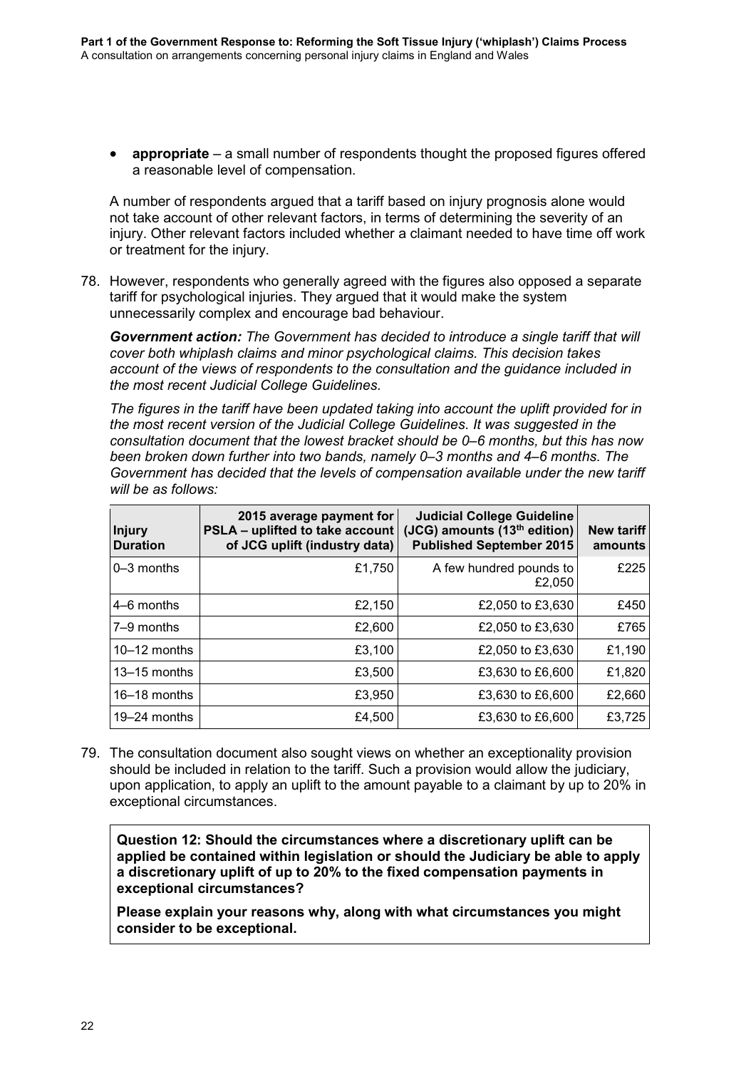- **appropriate** – a small number of respondents thought the proposed figures offered a reasonable level of compensation.

A number of respondents argued that a tariff based on injury prognosis alone would not take account of other relevant factors, in terms of determining the severity of an injury. Other relevant factors included whether a claimant needed to have time off work or treatment for the injury.

78. However, respondents who generally agreed with the figures also opposed a separate tariff for psychological injuries. They argued that it would make the system unnecessarily complex and encourage bad behaviour.

***Government action:*** *The Government has decided to introduce a single tariff that will cover both whiplash claims and minor psychological claims. This decision takes account of the views of respondents to the consultation and the guidance included in the most recent Judicial College Guidelines.*

*The figures in the tariff have been updated taking into account the uplift provided for in the most recent version of the Judicial College Guidelines. It was suggested in the consultation document that the lowest bracket should be 0–6 months, but this has now been broken down further into two bands, namely 0–3 months and 4–6 months. The Government has decided that the levels of compensation available under the new tariff will be as follows:*

| Injury Duration | 2015 average payment for PSLA – uplifted to take account of JCG uplift (industry data) | Judicial College Guideline (JCG) amounts (13th edition) Published September 2015 | New tariff amounts |
|---|---|---|---|
| 0–3 months | £1,750 | A few hundred pounds to £2,050 | £225 |
| 4–6 months | £2,150 | £2,050 to £3,630 | £450 |
| 7–9 months | £2,600 | £2,050 to £3,630 | £765 |
| 10–12 months | £3,100 | £2,050 to £3,630 | £1,190 |
| 13–15 months | £3,500 | £3,630 to £6,600 | £1,820 |
| 16–18 months | £3,950 | £3,630 to £6,600 | £2,660 |
| 19–24 months | £4,500 | £3,630 to £6,600 | £3,725 |

79. The consultation document also sought views on whether an exceptionality provision should be included in relation to the tariff. Such a provision would allow the judiciary, upon application, to apply an uplift to the amount payable to a claimant by up to 20% in exceptional circumstances.

**Question 12: Should the circumstances where a discretionary uplift can be applied be contained within legislation or should the Judiciary be able to apply a discretionary uplift of up to 20% to the fixed compensation payments in exceptional circumstances?**

**Please explain your reasons why, along with what circumstances you might consider to be exceptional.**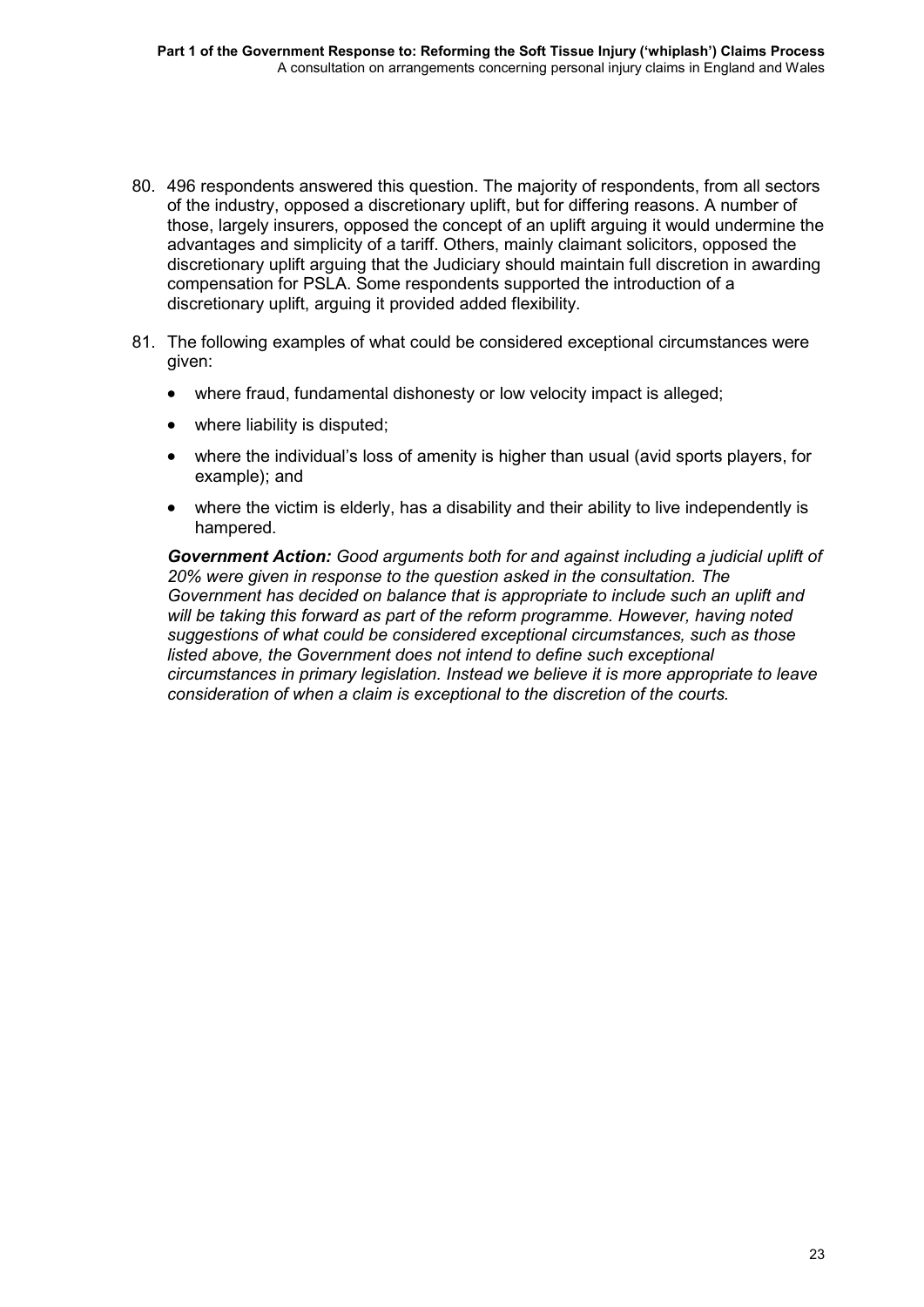80. 496 respondents answered this question. The majority of respondents, from all sectors of the industry, opposed a discretionary uplift, but for differing reasons. A number of those, largely insurers, opposed the concept of an uplift arguing it would undermine the advantages and simplicity of a tariff. Others, mainly claimant solicitors, opposed the discretionary uplift arguing that the Judiciary should maintain full discretion in awarding compensation for PSLA. Some respondents supported the introduction of a discretionary uplift, arguing it provided added flexibility.

81. The following examples of what could be considered exceptional circumstances were given:

    - where fraud, fundamental dishonesty or low velocity impact is alleged;
    - where liability is disputed;
    - where the individual's loss of amenity is higher than usual (avid sports players, for example); and
    - where the victim is elderly, has a disability and their ability to live independently is hampered.

    ***Government Action:*** *Good arguments both for and against including a judicial uplift of 20% were given in response to the question asked in the consultation. The Government has decided on balance that is appropriate to include such an uplift and will be taking this forward as part of the reform programme. However, having noted suggestions of what could be considered exceptional circumstances, such as those listed above, the Government does not intend to define such exceptional circumstances in primary legislation. Instead we believe it is more appropriate to leave consideration of when a claim is exceptional to the discretion of the courts.*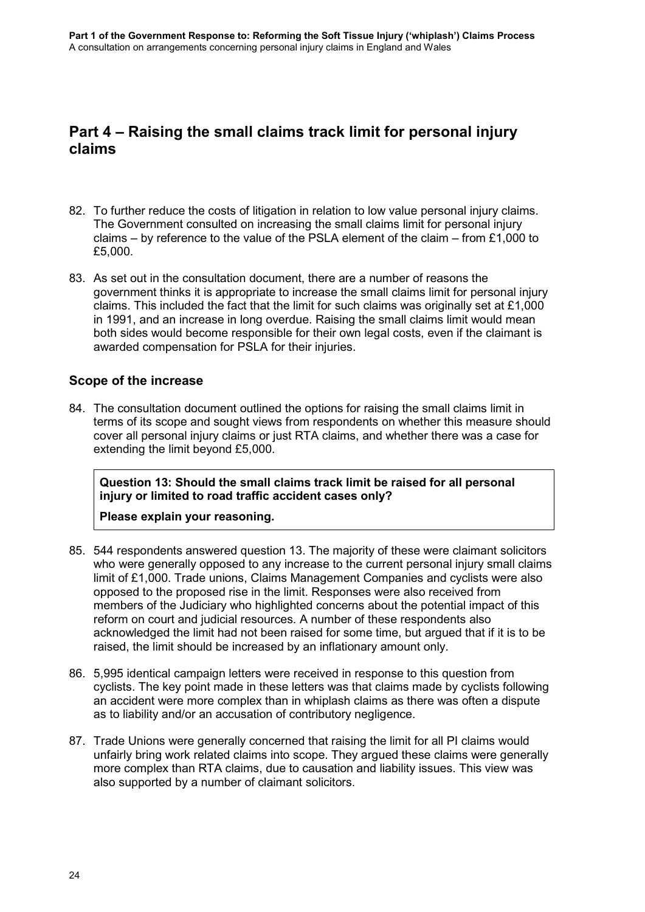## Part 4 – Raising the small claims track limit for personal injury claims

82. To further reduce the costs of litigation in relation to low value personal injury claims. The Government consulted on increasing the small claims limit for personal injury claims – by reference to the value of the PSLA element of the claim – from £1,000 to £5,000.

83. As set out in the consultation document, there are a number of reasons the government thinks it is appropriate to increase the small claims limit for personal injury claims. This included the fact that the limit for such claims was originally set at £1,000 in 1991, and an increase in long overdue. Raising the small claims limit would mean both sides would become responsible for their own legal costs, even if the claimant is awarded compensation for PSLA for their injuries.

### Scope of the increase

84. The consultation document outlined the options for raising the small claims limit in terms of its scope and sought views from respondents on whether this measure should cover all personal injury claims or just RTA claims, and whether there was a case for extending the limit beyond £5,000.

> **Question 13: Should the small claims track limit be raised for all personal injury or limited to road traffic accident cases only?**
>
> **Please explain your reasoning.**

85. 544 respondents answered question 13. The majority of these were claimant solicitors who were generally opposed to any increase to the current personal injury small claims limit of £1,000. Trade unions, Claims Management Companies and cyclists were also opposed to the proposed rise in the limit. Responses were also received from members of the Judiciary who highlighted concerns about the potential impact of this reform on court and judicial resources. A number of these respondents also acknowledged the limit had not been raised for some time, but argued that if it is to be raised, the limit should be increased by an inflationary amount only.

86. 5,995 identical campaign letters were received in response to this question from cyclists. The key point made in these letters was that claims made by cyclists following an accident were more complex than in whiplash claims as there was often a dispute as to liability and/or an accusation of contributory negligence.

87. Trade Unions were generally concerned that raising the limit for all PI claims would unfairly bring work related claims into scope. They argued these claims were generally more complex than RTA claims, due to causation and liability issues. This view was also supported by a number of claimant solicitors.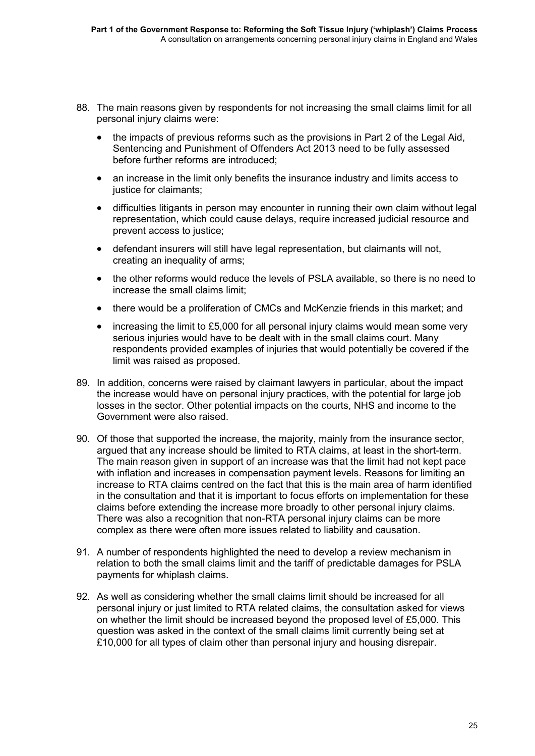88. The main reasons given by respondents for not increasing the small claims limit for all personal injury claims were:

    - the impacts of previous reforms such as the provisions in Part 2 of the Legal Aid, Sentencing and Punishment of Offenders Act 2013 need to be fully assessed before further reforms are introduced;
    - an increase in the limit only benefits the insurance industry and limits access to justice for claimants;
    - difficulties litigants in person may encounter in running their own claim without legal representation, which could cause delays, require increased judicial resource and prevent access to justice;
    - defendant insurers will still have legal representation, but claimants will not, creating an inequality of arms;
    - the other reforms would reduce the levels of PSLA available, so there is no need to increase the small claims limit;
    - there would be a proliferation of CMCs and McKenzie friends in this market; and
    - increasing the limit to £5,000 for all personal injury claims would mean some very serious injuries would have to be dealt with in the small claims court. Many respondents provided examples of injuries that would potentially be covered if the limit was raised as proposed.

89. In addition, concerns were raised by claimant lawyers in particular, about the impact the increase would have on personal injury practices, with the potential for large job losses in the sector. Other potential impacts on the courts, NHS and income to the Government were also raised.

90. Of those that supported the increase, the majority, mainly from the insurance sector, argued that any increase should be limited to RTA claims, at least in the short-term. The main reason given in support of an increase was that the limit had not kept pace with inflation and increases in compensation payment levels. Reasons for limiting an increase to RTA claims centred on the fact that this is the main area of harm identified in the consultation and that it is important to focus efforts on implementation for these claims before extending the increase more broadly to other personal injury claims. There was also a recognition that non-RTA personal injury claims can be more complex as there were often more issues related to liability and causation.

91. A number of respondents highlighted the need to develop a review mechanism in relation to both the small claims limit and the tariff of predictable damages for PSLA payments for whiplash claims.

92. As well as considering whether the small claims limit should be increased for all personal injury or just limited to RTA related claims, the consultation asked for views on whether the limit should be increased beyond the proposed level of £5,000. This question was asked in the context of the small claims limit currently being set at £10,000 for all types of claim other than personal injury and housing disrepair.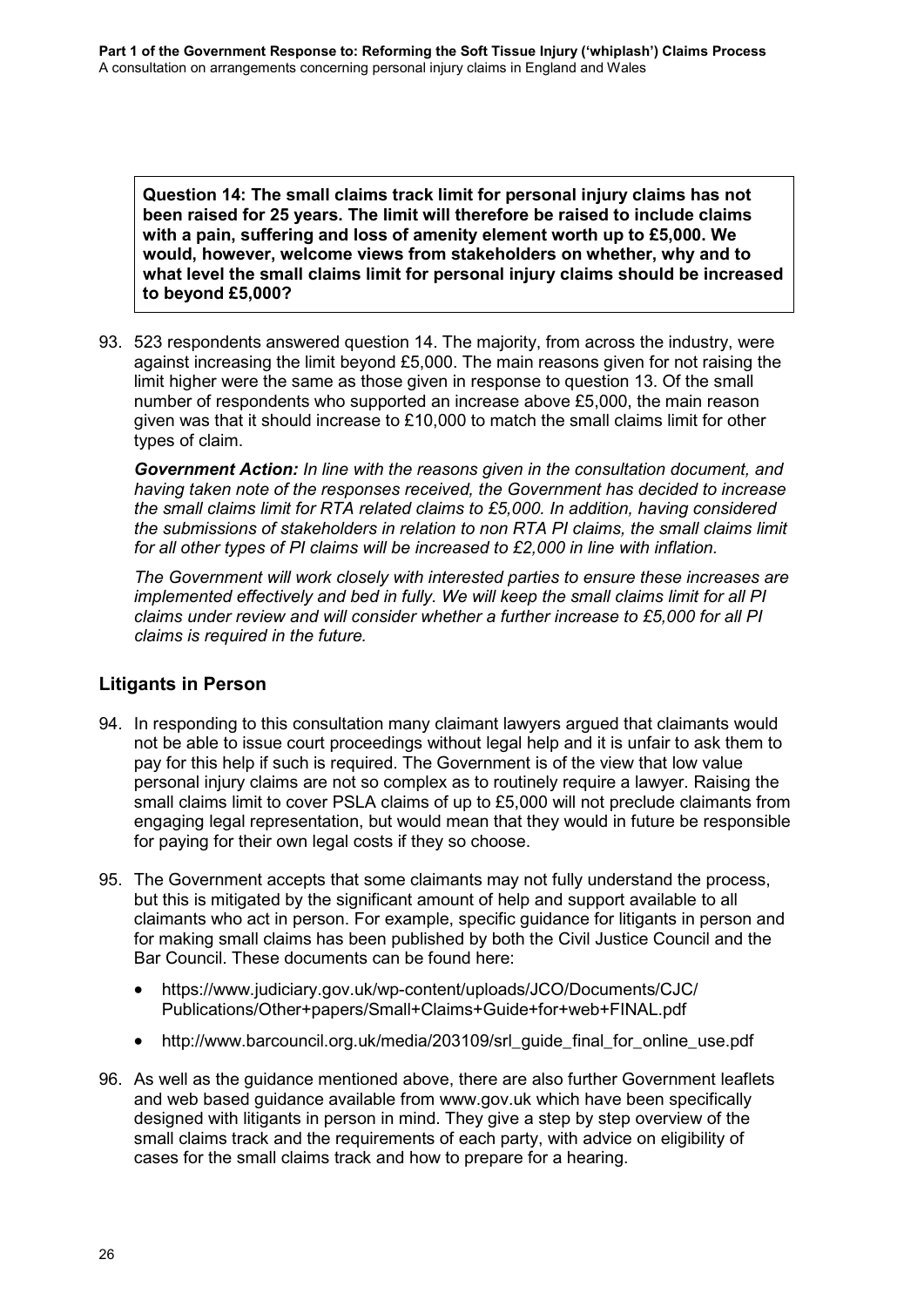**Question 14: The small claims track limit for personal injury claims has not been raised for 25 years. The limit will therefore be raised to include claims with a pain, suffering and loss of amenity element worth up to £5,000. We would, however, welcome views from stakeholders on whether, why and to what level the small claims limit for personal injury claims should be increased to beyond £5,000?**

93. 523 respondents answered question 14. The majority, from across the industry, were against increasing the limit beyond £5,000. The main reasons given for not raising the limit higher were the same as those given in response to question 13. Of the small number of respondents who supported an increase above £5,000, the main reason given was that it should increase to £10,000 to match the small claims limit for other types of claim.

***Government Action:*** *In line with the reasons given in the consultation document, and having taken note of the responses received, the Government has decided to increase the small claims limit for RTA related claims to £5,000. In addition, having considered the submissions of stakeholders in relation to non RTA PI claims, the small claims limit for all other types of PI claims will be increased to £2,000 in line with inflation.*

*The Government will work closely with interested parties to ensure these increases are implemented effectively and bed in fully. We will keep the small claims limit for all PI claims under review and will consider whether a further increase to £5,000 for all PI claims is required in the future.*

## Litigants in Person

94. In responding to this consultation many claimant lawyers argued that claimants would not be able to issue court proceedings without legal help and it is unfair to ask them to pay for this help if such is required. The Government is of the view that low value personal injury claims are not so complex as to routinely require a lawyer. Raising the small claims limit to cover PSLA claims of up to £5,000 will not preclude claimants from engaging legal representation, but would mean that they would in future be responsible for paying for their own legal costs if they so choose.

95. The Government accepts that some claimants may not fully understand the process, but this is mitigated by the significant amount of help and support available to all claimants who act in person. For example, specific guidance for litigants in person and for making small claims has been published by both the Civil Justice Council and the Bar Council. These documents can be found here:

    - https://www.judiciary.gov.uk/wp-content/uploads/JCO/Documents/CJC/Publications/Other+papers/Small+Claims+Guide+for+web+FINAL.pdf
    - http://www.barcouncil.org.uk/media/203109/srl_guide_final_for_online_use.pdf

96. As well as the guidance mentioned above, there are also further Government leaflets and web based guidance available from www.gov.uk which have been specifically designed with litigants in person in mind. They give a step by step overview of the small claims track and the requirements of each party, with advice on eligibility of cases for the small claims track and how to prepare for a hearing.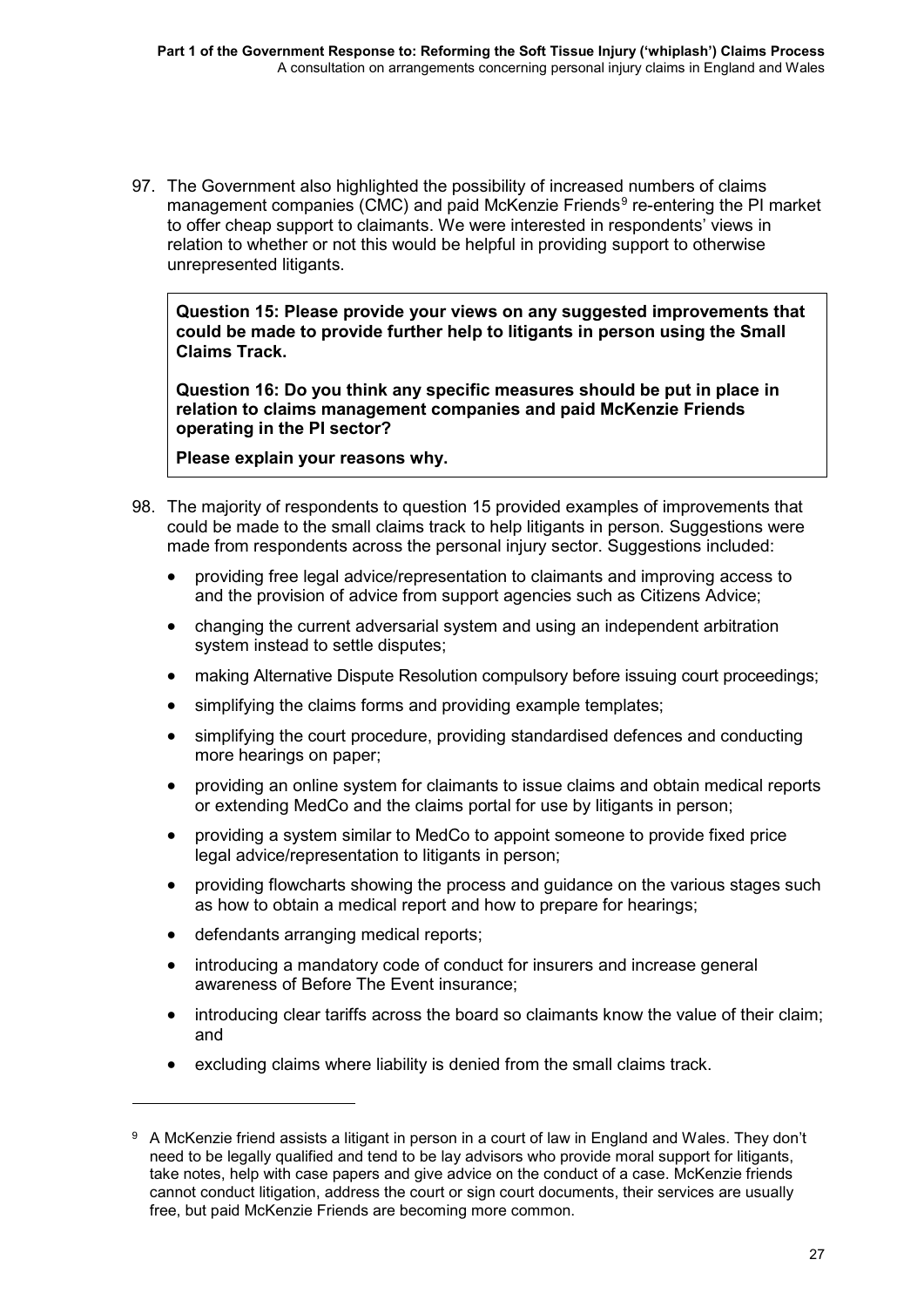97. The Government also highlighted the possibility of increased numbers of claims management companies (CMC) and paid McKenzie Friends[9] re-entering the PI market to offer cheap support to claimants. We were interested in respondents' views in relation to whether or not this would be helpful in providing support to otherwise unrepresented litigants.

> **Question 15: Please provide your views on any suggested improvements that could be made to provide further help to litigants in person using the Small Claims Track.**
>
> **Question 16: Do you think any specific measures should be put in place in relation to claims management companies and paid McKenzie Friends operating in the PI sector?**
>
> **Please explain your reasons why.**

98. The majority of respondents to question 15 provided examples of improvements that could be made to the small claims track to help litigants in person. Suggestions were made from respondents across the personal injury sector. Suggestions included:

    - providing free legal advice/representation to claimants and improving access to and the provision of advice from support agencies such as Citizens Advice;
    - changing the current adversarial system and using an independent arbitration system instead to settle disputes;
    - making Alternative Dispute Resolution compulsory before issuing court proceedings;
    - simplifying the claims forms and providing example templates;
    - simplifying the court procedure, providing standardised defences and conducting more hearings on paper;
    - providing an online system for claimants to issue claims and obtain medical reports or extending MedCo and the claims portal for use by litigants in person;
    - providing a system similar to MedCo to appoint someone to provide fixed price legal advice/representation to litigants in person;
    - providing flowcharts showing the process and guidance on the various stages such as how to obtain a medical report and how to prepare for hearings;
    - defendants arranging medical reports;
    - introducing a mandatory code of conduct for insurers and increase general awareness of Before The Event insurance;
    - introducing clear tariffs across the board so claimants know the value of their claim; and
    - excluding claims where liability is denied from the small claims track.

---

[9] A McKenzie friend assists a litigant in person in a court of law in England and Wales. They don't need to be legally qualified and tend to be lay advisors who provide moral support for litigants, take notes, help with case papers and give advice on the conduct of a case. McKenzie friends cannot conduct litigation, address the court or sign court documents, their services are usually free, but paid McKenzie Friends are becoming more common.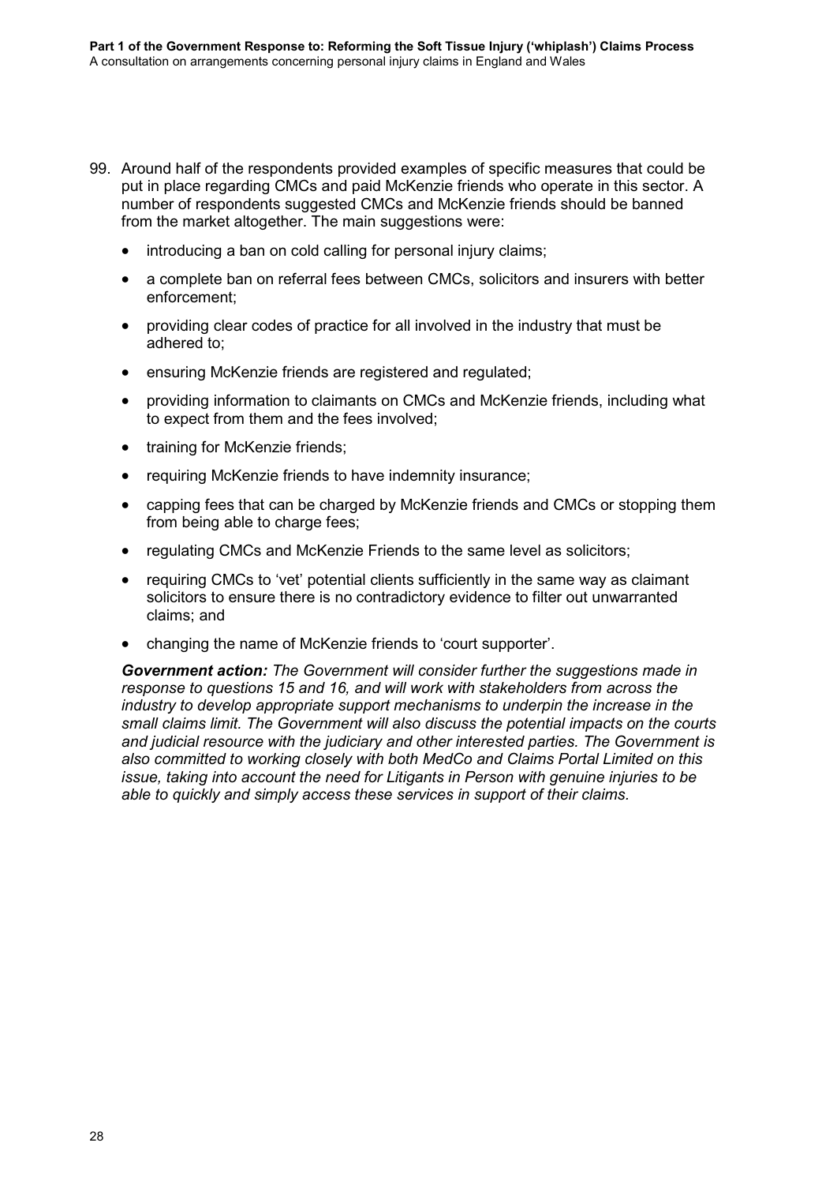99. Around half of the respondents provided examples of specific measures that could be put in place regarding CMCs and paid McKenzie friends who operate in this sector. A number of respondents suggested CMCs and McKenzie friends should be banned from the market altogether. The main suggestions were:

    - introducing a ban on cold calling for personal injury claims;
    - a complete ban on referral fees between CMCs, solicitors and insurers with better enforcement;
    - providing clear codes of practice for all involved in the industry that must be adhered to;
    - ensuring McKenzie friends are registered and regulated;
    - providing information to claimants on CMCs and McKenzie friends, including what to expect from them and the fees involved;
    - training for McKenzie friends;
    - requiring McKenzie friends to have indemnity insurance;
    - capping fees that can be charged by McKenzie friends and CMCs or stopping them from being able to charge fees;
    - regulating CMCs and McKenzie Friends to the same level as solicitors;
    - requiring CMCs to 'vet' potential clients sufficiently in the same way as claimant solicitors to ensure there is no contradictory evidence to filter out unwarranted claims; and
    - changing the name of McKenzie friends to 'court supporter'.

    ***Government action:*** *The Government will consider further the suggestions made in response to questions 15 and 16, and will work with stakeholders from across the industry to develop appropriate support mechanisms to underpin the increase in the small claims limit. The Government will also discuss the potential impacts on the courts and judicial resource with the judiciary and other interested parties. The Government is also committed to working closely with both MedCo and Claims Portal Limited on this issue, taking into account the need for Litigants in Person with genuine injuries to be able to quickly and simply access these services in support of their claims.*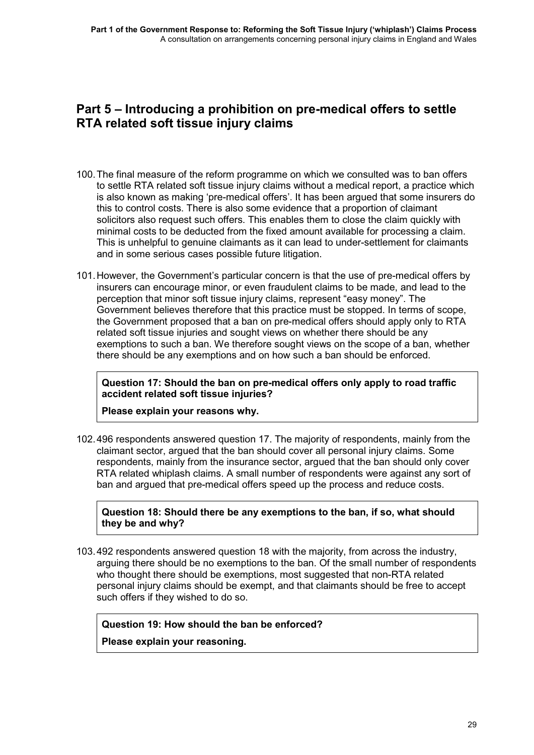## Part 5 – Introducing a prohibition on pre-medical offers to settle RTA related soft tissue injury claims

100. The final measure of the reform programme on which we consulted was to ban offers to settle RTA related soft tissue injury claims without a medical report, a practice which is also known as making 'pre-medical offers'. It has been argued that some insurers do this to control costs. There is also some evidence that a proportion of claimant solicitors also request such offers. This enables them to close the claim quickly with minimal costs to be deducted from the fixed amount available for processing a claim. This is unhelpful to genuine claimants as it can lead to under-settlement for claimants and in some serious cases possible future litigation.

101. However, the Government's particular concern is that the use of pre-medical offers by insurers can encourage minor, or even fraudulent claims to be made, and lead to the perception that minor soft tissue injury claims, represent "easy money". The Government believes therefore that this practice must be stopped. In terms of scope, the Government proposed that a ban on pre-medical offers should apply only to RTA related soft tissue injuries and sought views on whether there should be any exemptions to such a ban. We therefore sought views on the scope of a ban, whether there should be any exemptions and on how such a ban should be enforced.

**Question 17: Should the ban on pre-medical offers only apply to road traffic accident related soft tissue injuries?**

**Please explain your reasons why.**

102. 496 respondents answered question 17. The majority of respondents, mainly from the claimant sector, argued that the ban should cover all personal injury claims. Some respondents, mainly from the insurance sector, argued that the ban should only cover RTA related whiplash claims. A small number of respondents were against any sort of ban and argued that pre-medical offers speed up the process and reduce costs.

**Question 18: Should there be any exemptions to the ban, if so, what should they be and why?**

103. 492 respondents answered question 18 with the majority, from across the industry, arguing there should be no exemptions to the ban. Of the small number of respondents who thought there should be exemptions, most suggested that non-RTA related personal injury claims should be exempt, and that claimants should be free to accept such offers if they wished to do so.

**Question 19: How should the ban be enforced?**

**Please explain your reasoning.**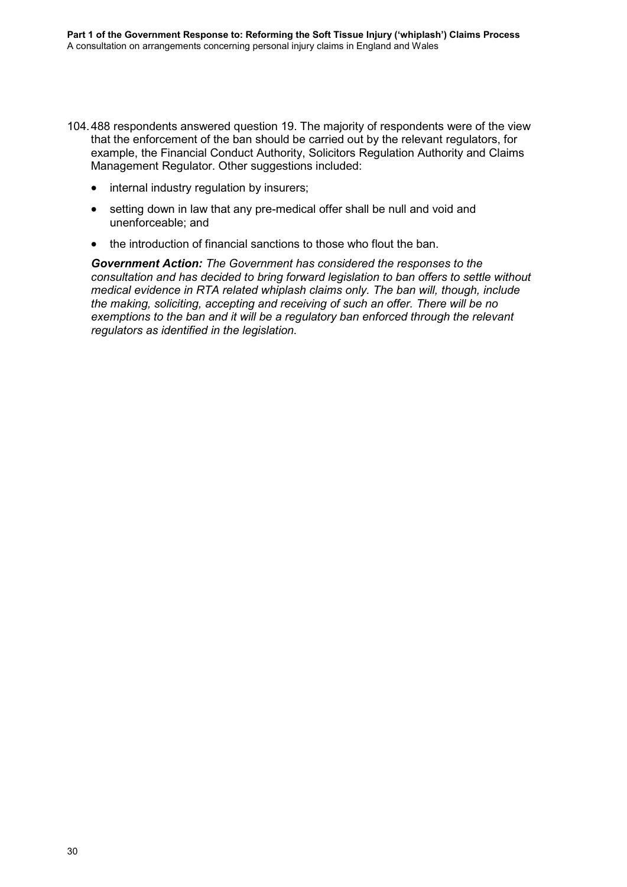104. 488 respondents answered question 19. The majority of respondents were of the view that the enforcement of the ban should be carried out by the relevant regulators, for example, the Financial Conduct Authority, Solicitors Regulation Authority and Claims Management Regulator. Other suggestions included:

- internal industry regulation by insurers;
- setting down in law that any pre-medical offer shall be null and void and unenforceable; and
- the introduction of financial sanctions to those who flout the ban.

***Government Action:*** *The Government has considered the responses to the consultation and has decided to bring forward legislation to ban offers to settle without medical evidence in RTA related whiplash claims only. The ban will, though, include the making, soliciting, accepting and receiving of such an offer. There will be no exemptions to the ban and it will be a regulatory ban enforced through the relevant regulators as identified in the legislation.*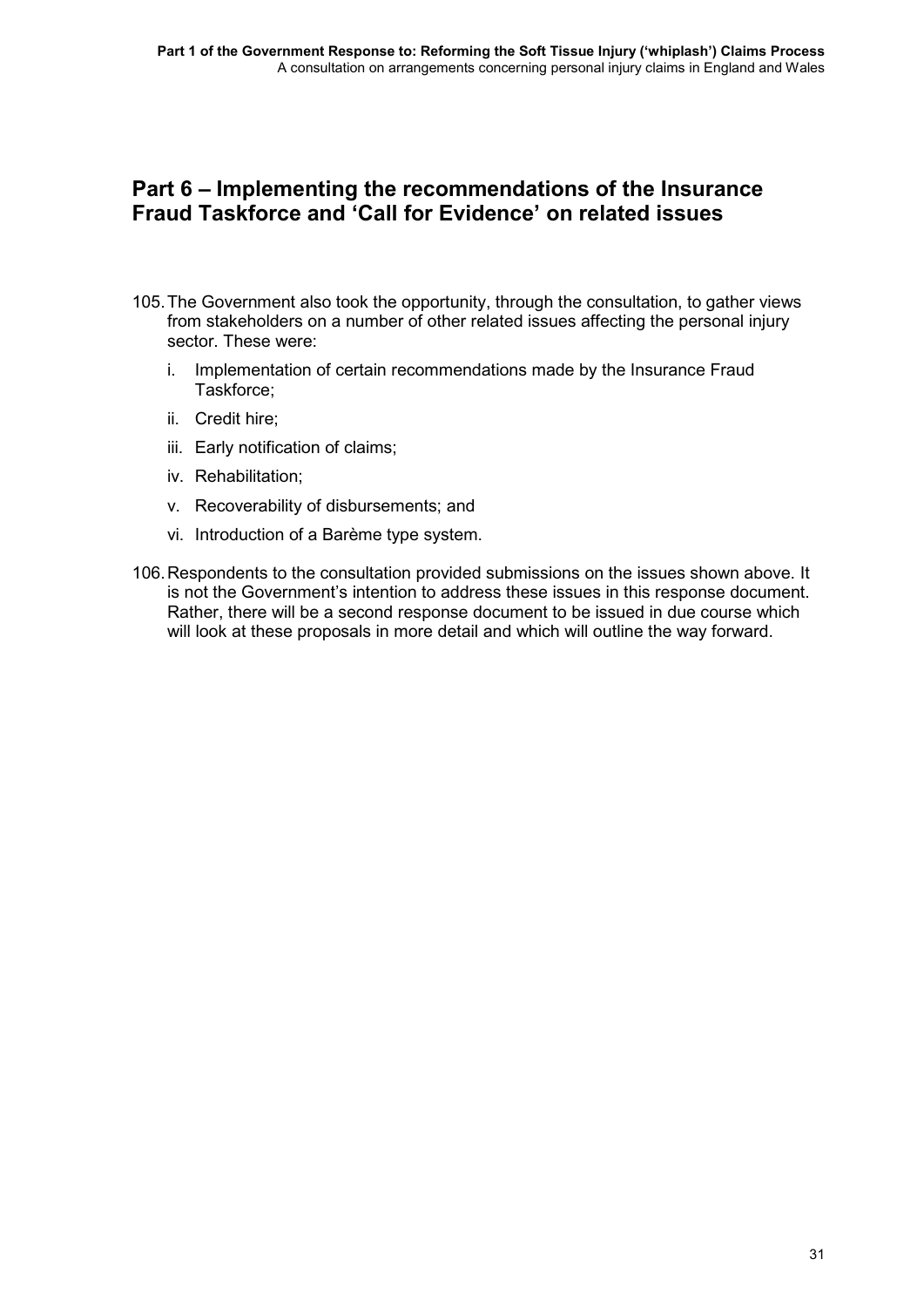## Part 6 – Implementing the recommendations of the Insurance Fraud Taskforce and 'Call for Evidence' on related issues

105. The Government also took the opportunity, through the consultation, to gather views from stakeholders on a number of other related issues affecting the personal injury sector. These were:

    i. Implementation of certain recommendations made by the Insurance Fraud Taskforce;

    ii. Credit hire;

    iii. Early notification of claims;

    iv. Rehabilitation;

    v. Recoverability of disbursements; and

    vi. Introduction of a Barème type system.

106. Respondents to the consultation provided submissions on the issues shown above. It is not the Government's intention to address these issues in this response document. Rather, there will be a second response document to be issued in due course which will look at these proposals in more detail and which will outline the way forward.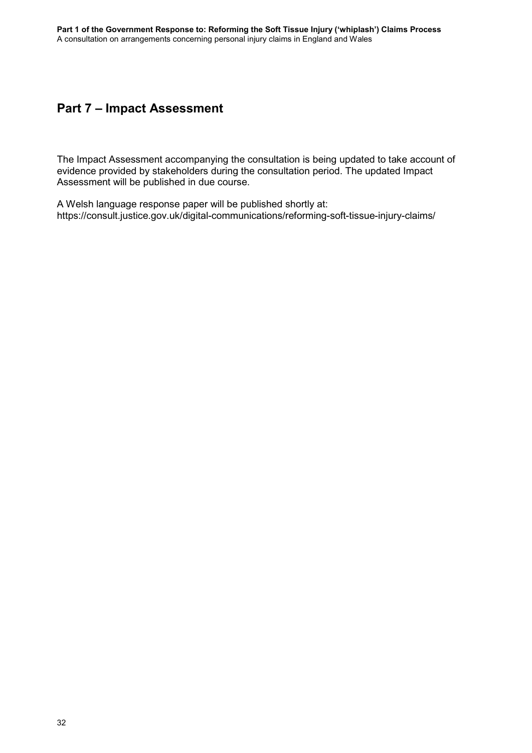## Part 7 – Impact Assessment

The Impact Assessment accompanying the consultation is being updated to take account of evidence provided by stakeholders during the consultation period. The updated Impact Assessment will be published in due course.

A Welsh language response paper will be published shortly at:
https://consult.justice.gov.uk/digital-communications/reforming-soft-tissue-injury-claims/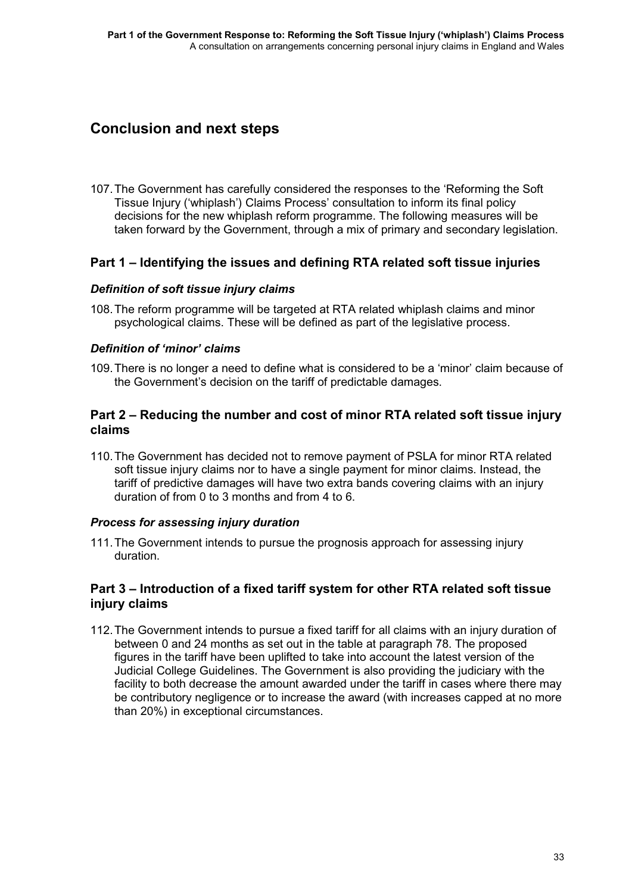## Conclusion and next steps

107. The Government has carefully considered the responses to the 'Reforming the Soft Tissue Injury ('whiplash') Claims Process' consultation to inform its final policy decisions for the new whiplash reform programme. The following measures will be taken forward by the Government, through a mix of primary and secondary legislation.

### Part 1 – Identifying the issues and defining RTA related soft tissue injuries

#### *Definition of soft tissue injury claims*

108. The reform programme will be targeted at RTA related whiplash claims and minor psychological claims. These will be defined as part of the legislative process.

#### *Definition of 'minor' claims*

109. There is no longer a need to define what is considered to be a 'minor' claim because of the Government's decision on the tariff of predictable damages.

### Part 2 – Reducing the number and cost of minor RTA related soft tissue injury claims

110. The Government has decided not to remove payment of PSLA for minor RTA related soft tissue injury claims nor to have a single payment for minor claims. Instead, the tariff of predictive damages will have two extra bands covering claims with an injury duration of from 0 to 3 months and from 4 to 6.

#### *Process for assessing injury duration*

111. The Government intends to pursue the prognosis approach for assessing injury duration.

### Part 3 – Introduction of a fixed tariff system for other RTA related soft tissue injury claims

112. The Government intends to pursue a fixed tariff for all claims with an injury duration of between 0 and 24 months as set out in the table at paragraph 78. The proposed figures in the tariff have been uplifted to take into account the latest version of the Judicial College Guidelines. The Government is also providing the judiciary with the facility to both decrease the amount awarded under the tariff in cases where there may be contributory negligence or to increase the award (with increases capped at no more than 20%) in exceptional circumstances.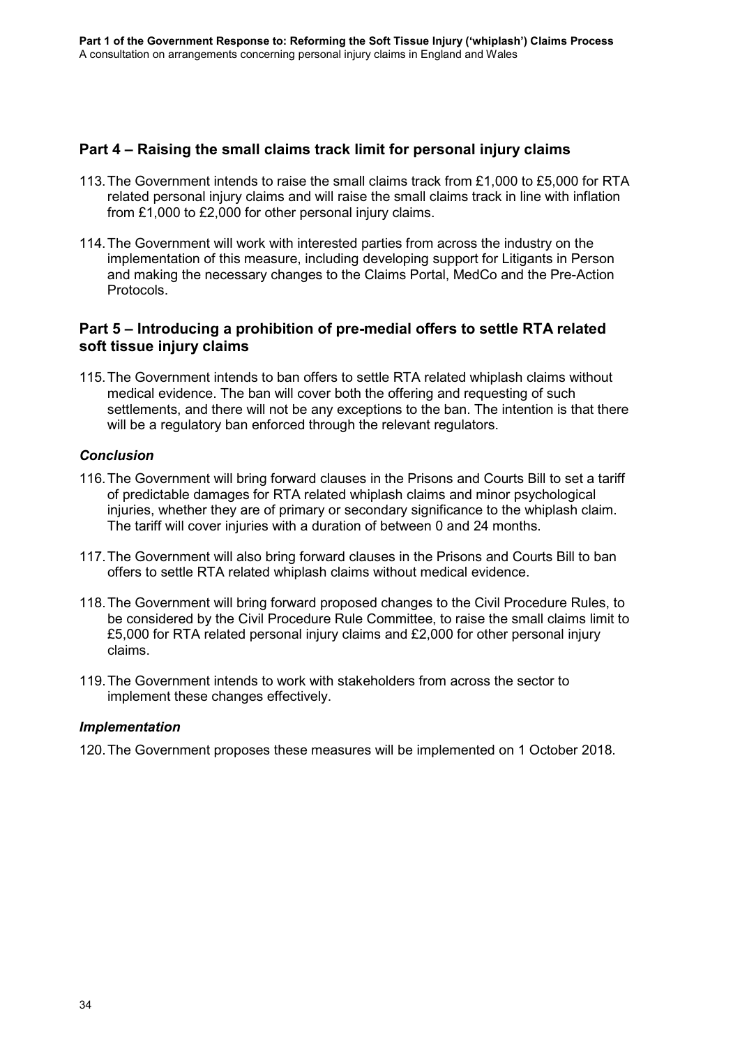## Part 4 – Raising the small claims track limit for personal injury claims

113. The Government intends to raise the small claims track from £1,000 to £5,000 for RTA related personal injury claims and will raise the small claims track in line with inflation from £1,000 to £2,000 for other personal injury claims.

114. The Government will work with interested parties from across the industry on the implementation of this measure, including developing support for Litigants in Person and making the necessary changes to the Claims Portal, MedCo and the Pre-Action Protocols.

## Part 5 – Introducing a prohibition of pre-medial offers to settle RTA related soft tissue injury claims

115. The Government intends to ban offers to settle RTA related whiplash claims without medical evidence. The ban will cover both the offering and requesting of such settlements, and there will not be any exceptions to the ban. The intention is that there will be a regulatory ban enforced through the relevant regulators.

### *Conclusion*

116. The Government will bring forward clauses in the Prisons and Courts Bill to set a tariff of predictable damages for RTA related whiplash claims and minor psychological injuries, whether they are of primary or secondary significance to the whiplash claim. The tariff will cover injuries with a duration of between 0 and 24 months.

117. The Government will also bring forward clauses in the Prisons and Courts Bill to ban offers to settle RTA related whiplash claims without medical evidence.

118. The Government will bring forward proposed changes to the Civil Procedure Rules, to be considered by the Civil Procedure Rule Committee, to raise the small claims limit to £5,000 for RTA related personal injury claims and £2,000 for other personal injury claims.

119. The Government intends to work with stakeholders from across the sector to implement these changes effectively.

### *Implementation*

120. The Government proposes these measures will be implemented on 1 October 2018.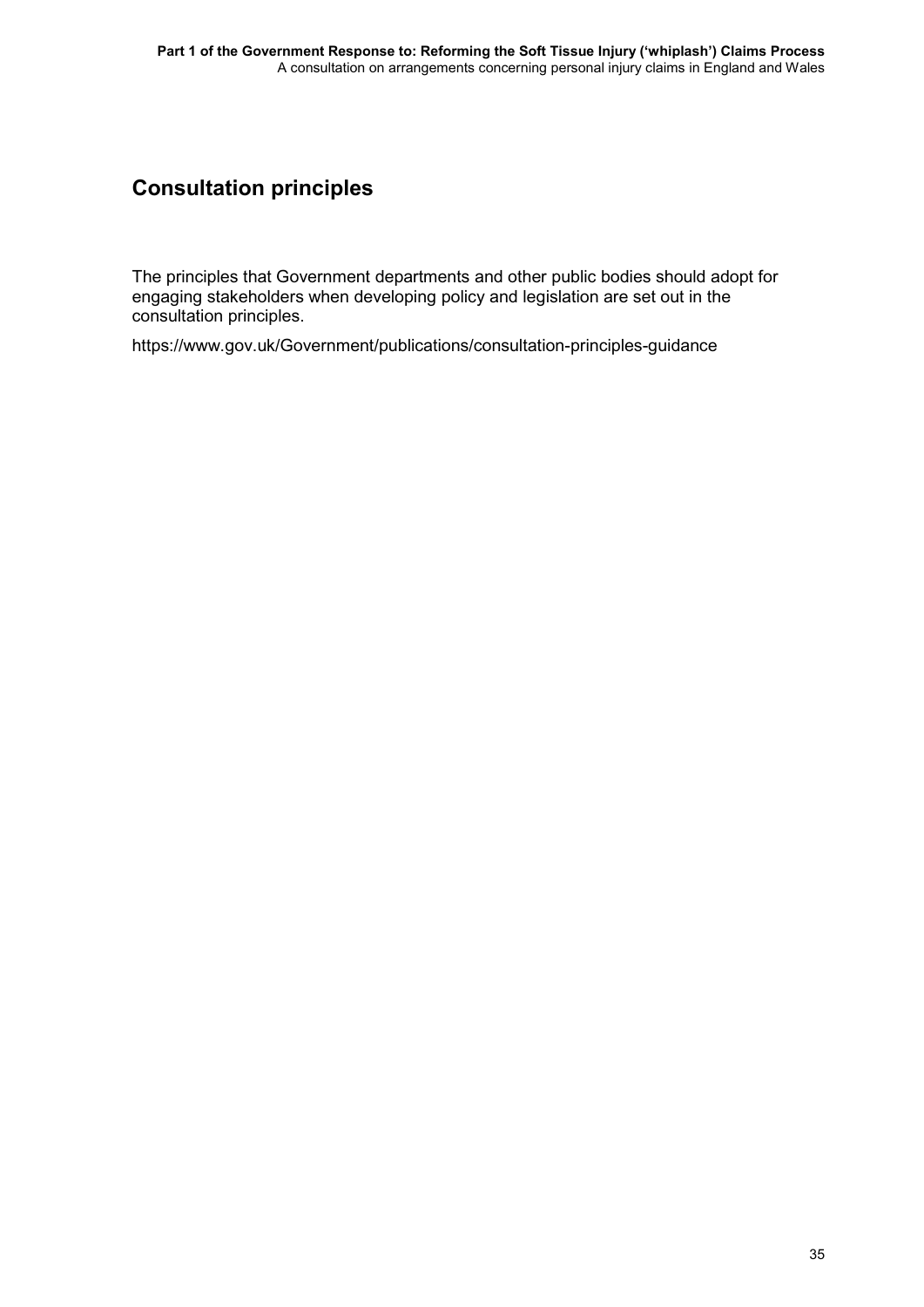## Consultation principles

The principles that Government departments and other public bodies should adopt for engaging stakeholders when developing policy and legislation are set out in the consultation principles.

https://www.gov.uk/Government/publications/consultation-principles-guidance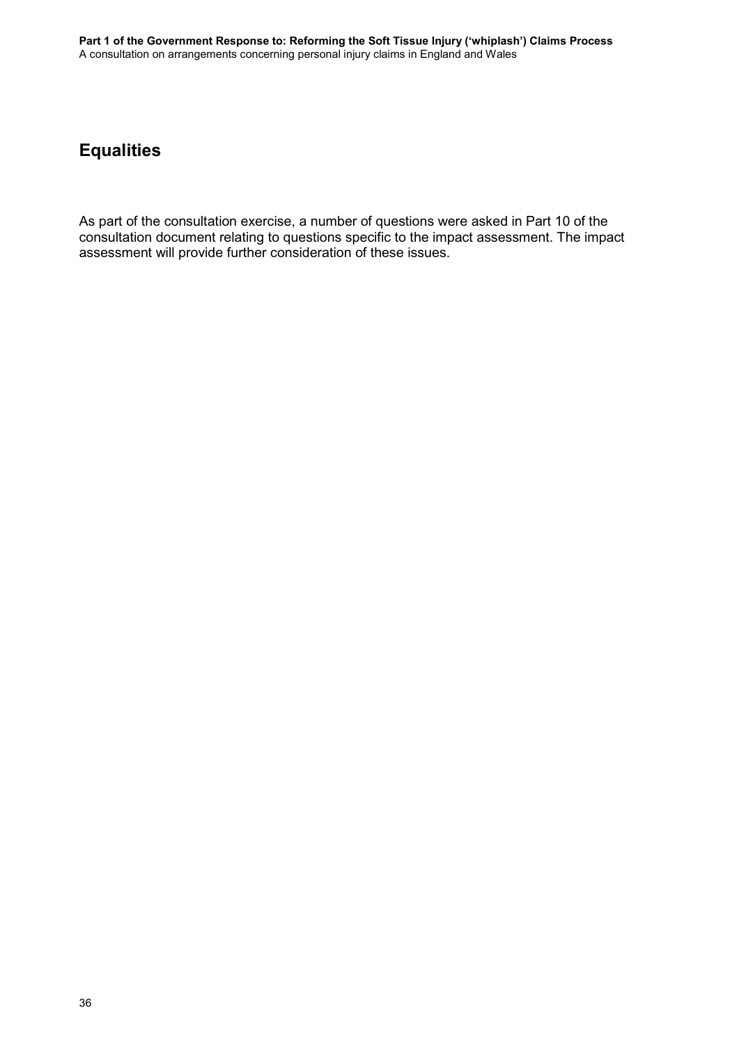## Equalities

As part of the consultation exercise, a number of questions were asked in Part 10 of the consultation document relating to questions specific to the impact assessment. The impact assessment will provide further consideration of these issues.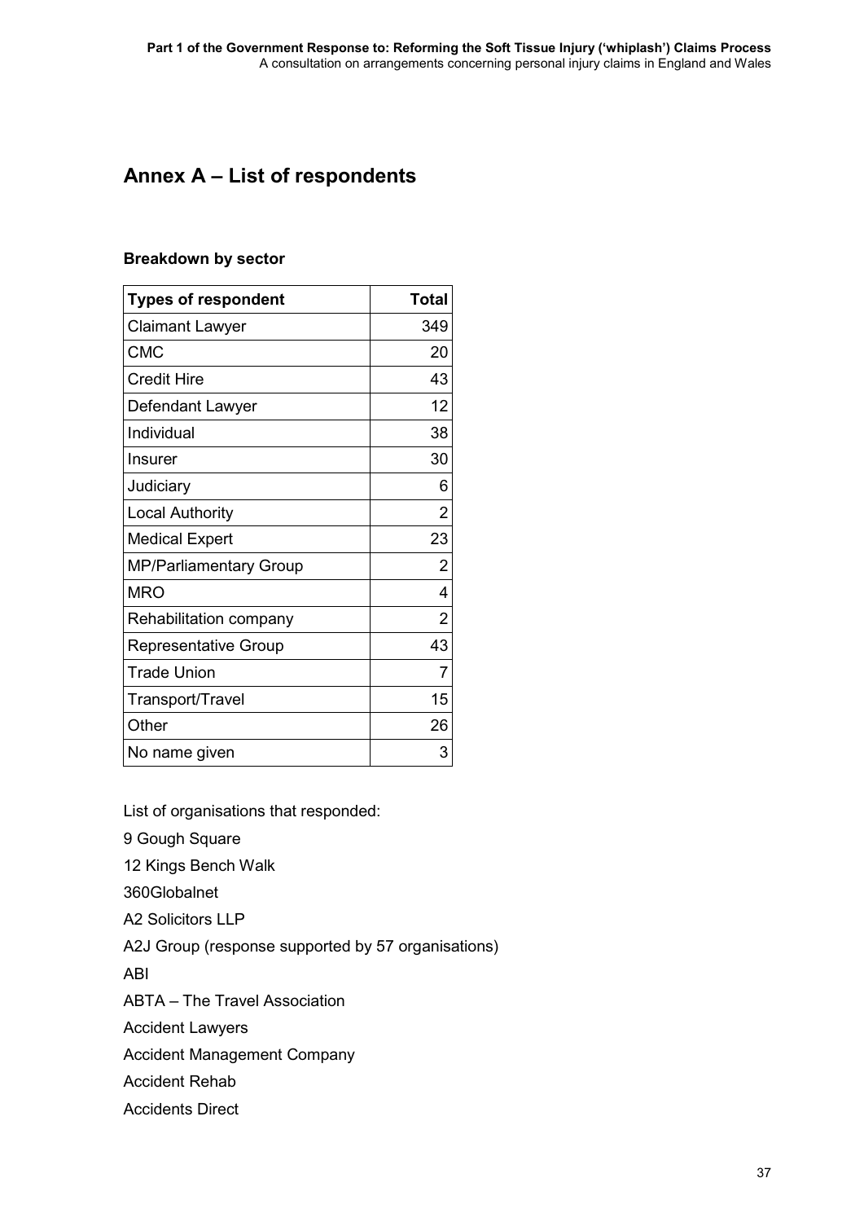## Annex A – List of respondents

### Breakdown by sector

| Types of respondent | Total |
|---|---|
| Claimant Lawyer | 349 |
| CMC | 20 |
| Credit Hire | 43 |
| Defendant Lawyer | 12 |
| Individual | 38 |
| Insurer | 30 |
| Judiciary | 6 |
| Local Authority | 2 |
| Medical Expert | 23 |
| MP/Parliamentary Group | 2 |
| MRO | 4 |
| Rehabilitation company | 2 |
| Representative Group | 43 |
| Trade Union | 7 |
| Transport/Travel | 15 |
| Other | 26 |
| No name given | 3 |

List of organisations that responded:

9 Gough Square

12 Kings Bench Walk

360Globalnet

A2 Solicitors LLP

A2J Group (response supported by 57 organisations)

ABI

ABTA – The Travel Association

Accident Lawyers

Accident Management Company

Accident Rehab

Accidents Direct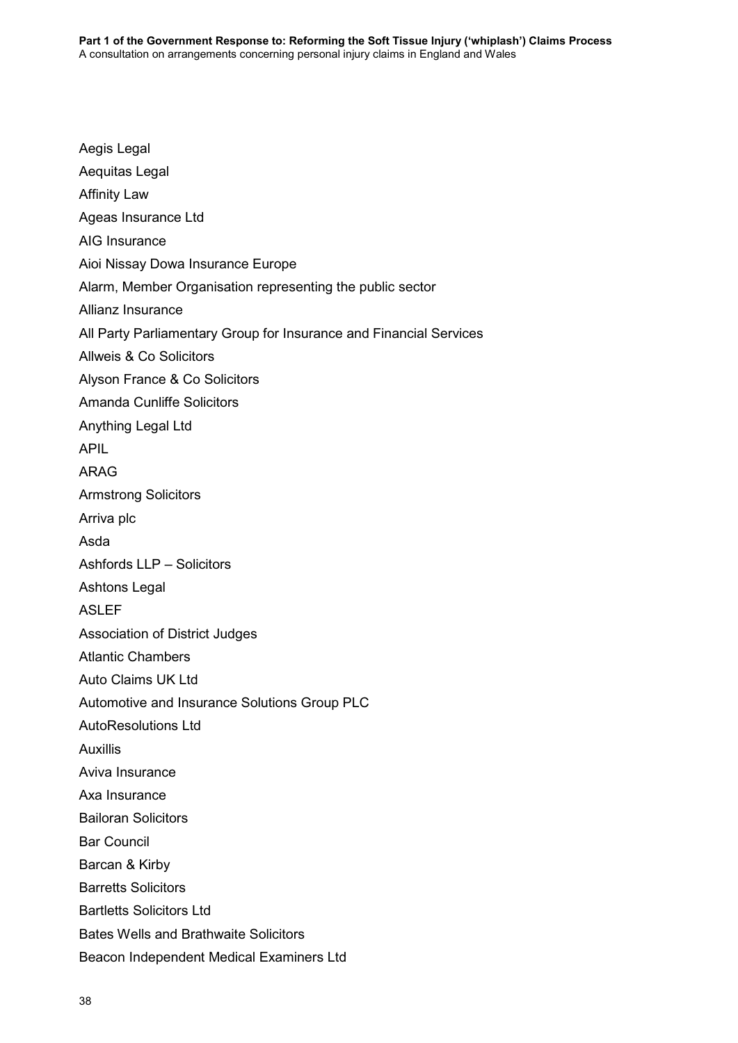Aegis Legal

Aequitas Legal

Affinity Law

Ageas Insurance Ltd

AIG Insurance

Aioi Nissay Dowa Insurance Europe

Alarm, Member Organisation representing the public sector

Allianz Insurance

All Party Parliamentary Group for Insurance and Financial Services

Allweis & Co Solicitors

Alyson France & Co Solicitors

Amanda Cunliffe Solicitors

Anything Legal Ltd

APIL

ARAG

Armstrong Solicitors

Arriva plc

Asda

Ashfords LLP – Solicitors

Ashtons Legal

ASLEF

Association of District Judges

Atlantic Chambers

Auto Claims UK Ltd

Automotive and Insurance Solutions Group PLC

AutoResolutions Ltd

Auxillis

Aviva Insurance

Axa Insurance

Bailoran Solicitors

Bar Council

Barcan & Kirby

Barretts Solicitors

Bartletts Solicitors Ltd

Bates Wells and Brathwaite Solicitors

Beacon Independent Medical Examiners Ltd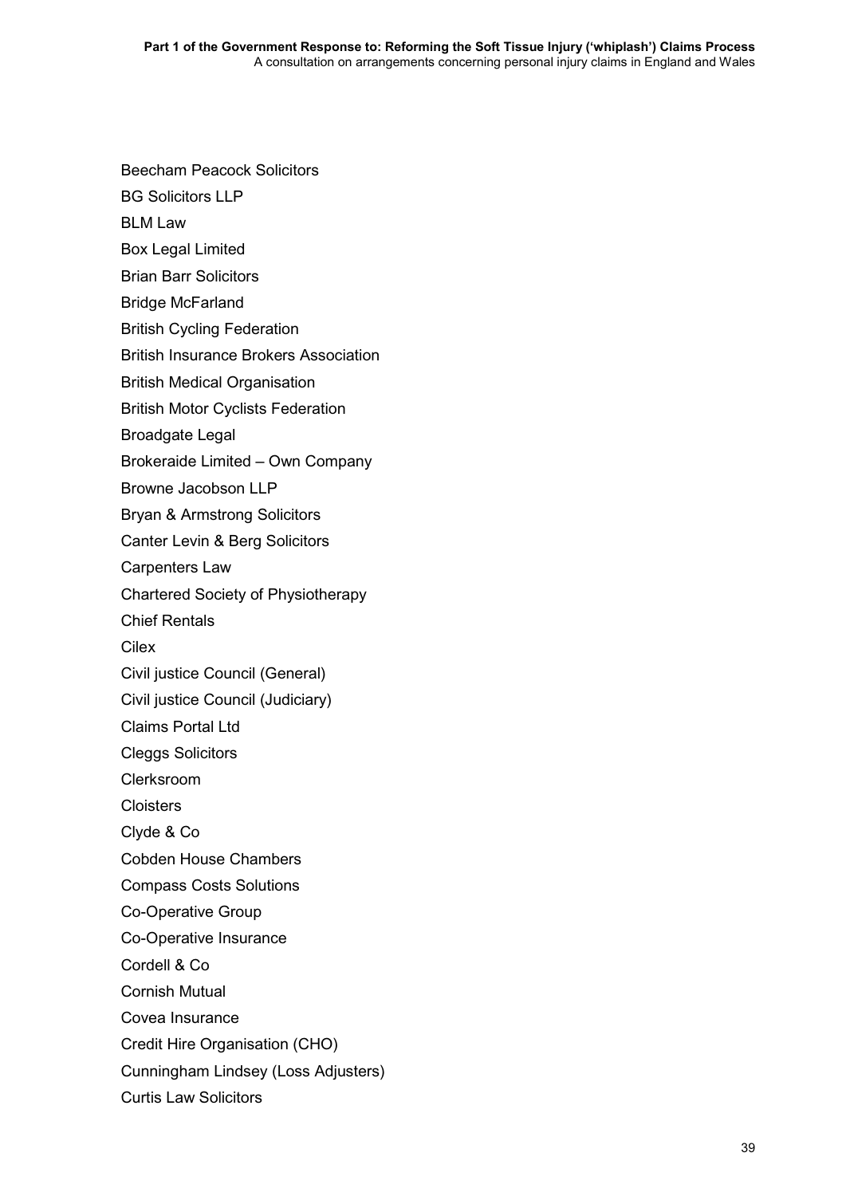Beecham Peacock Solicitors

BG Solicitors LLP

BLM Law

Box Legal Limited

Brian Barr Solicitors

Bridge McFarland

British Cycling Federation

British Insurance Brokers Association

British Medical Organisation

British Motor Cyclists Federation

Broadgate Legal

Brokeraide Limited – Own Company

Browne Jacobson LLP

Bryan & Armstrong Solicitors

Canter Levin & Berg Solicitors

Carpenters Law

Chartered Society of Physiotherapy

Chief Rentals

Cilex

Civil justice Council (General)

Civil justice Council (Judiciary)

Claims Portal Ltd

Cleggs Solicitors

Clerksroom

Cloisters

Clyde & Co

Cobden House Chambers

Compass Costs Solutions

Co-Operative Group

Co-Operative Insurance

Cordell & Co

Cornish Mutual

Covea Insurance

Credit Hire Organisation (CHO)

Cunningham Lindsey (Loss Adjusters)

Curtis Law Solicitors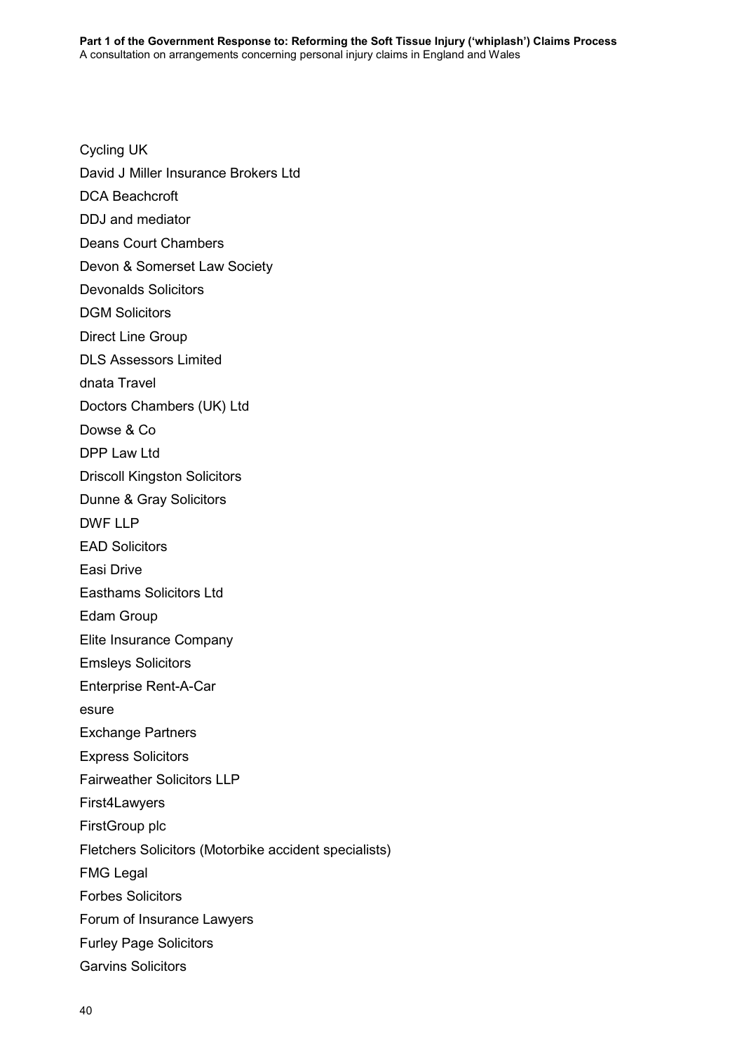Cycling UK

David J Miller Insurance Brokers Ltd

DCA Beachcroft

DDJ and mediator

Deans Court Chambers

Devon & Somerset Law Society

Devonalds Solicitors

DGM Solicitors

Direct Line Group

DLS Assessors Limited

dnata Travel

Doctors Chambers (UK) Ltd

Dowse & Co

DPP Law Ltd

Driscoll Kingston Solicitors

Dunne & Gray Solicitors

DWF LLP

EAD Solicitors

Easi Drive

Easthams Solicitors Ltd

Edam Group

Elite Insurance Company

Emsleys Solicitors

Enterprise Rent-A-Car

esure

Exchange Partners

Express Solicitors

Fairweather Solicitors LLP

First4Lawyers

FirstGroup plc

Fletchers Solicitors (Motorbike accident specialists)

FMG Legal

Forbes Solicitors

Forum of Insurance Lawyers

Furley Page Solicitors

Garvins Solicitors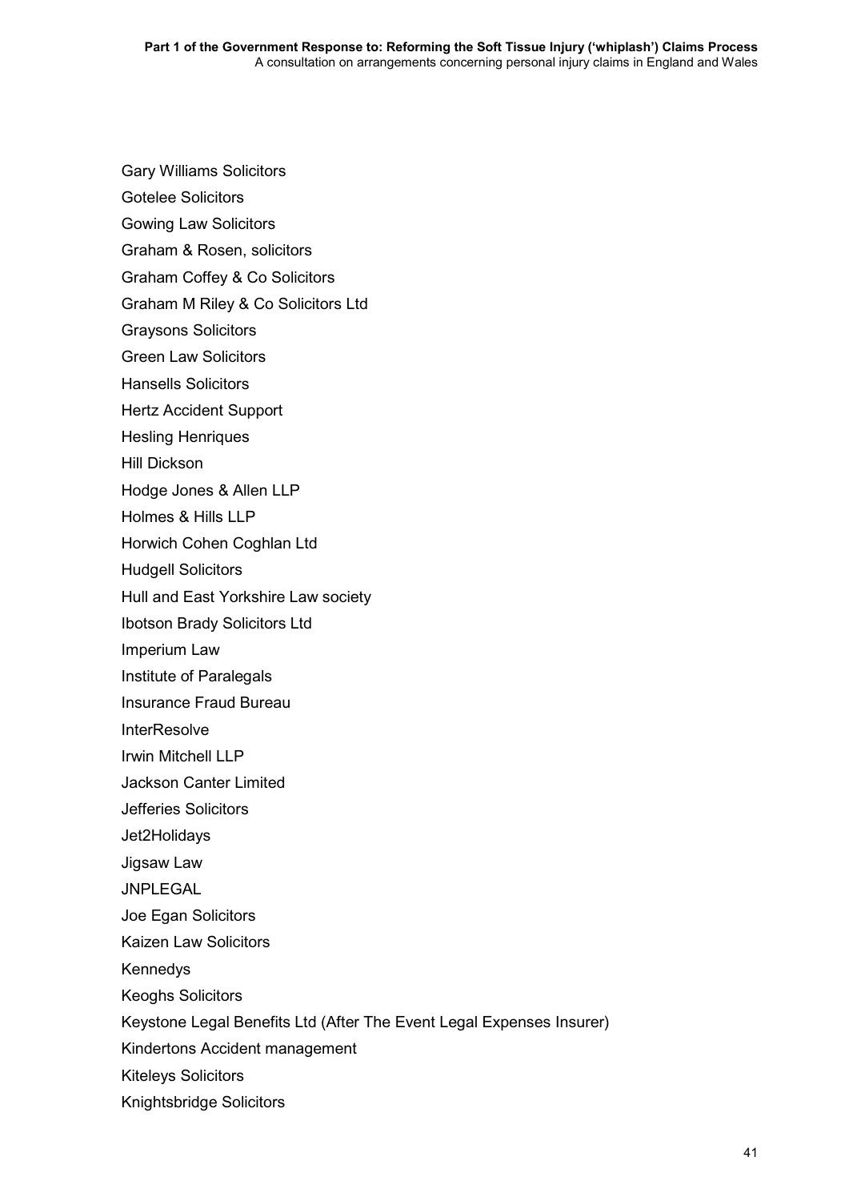Gary Williams Solicitors

Gotelee Solicitors

Gowing Law Solicitors

Graham & Rosen, solicitors

Graham Coffey & Co Solicitors

Graham M Riley & Co Solicitors Ltd

Graysons Solicitors

Green Law Solicitors

Hansells Solicitors

Hertz Accident Support

Hesling Henriques

Hill Dickson

Hodge Jones & Allen LLP

Holmes & Hills LLP

Horwich Cohen Coghlan Ltd

Hudgell Solicitors

Hull and East Yorkshire Law society

Ibotson Brady Solicitors Ltd

Imperium Law

Institute of Paralegals

Insurance Fraud Bureau

InterResolve

Irwin Mitchell LLP

Jackson Canter Limited

Jefferies Solicitors

Jet2Holidays

Jigsaw Law

JNPLEGAL

Joe Egan Solicitors

Kaizen Law Solicitors

Kennedys

Keoghs Solicitors

Keystone Legal Benefits Ltd (After The Event Legal Expenses Insurer)

Kindertons Accident management

Kiteleys Solicitors

Knightsbridge Solicitors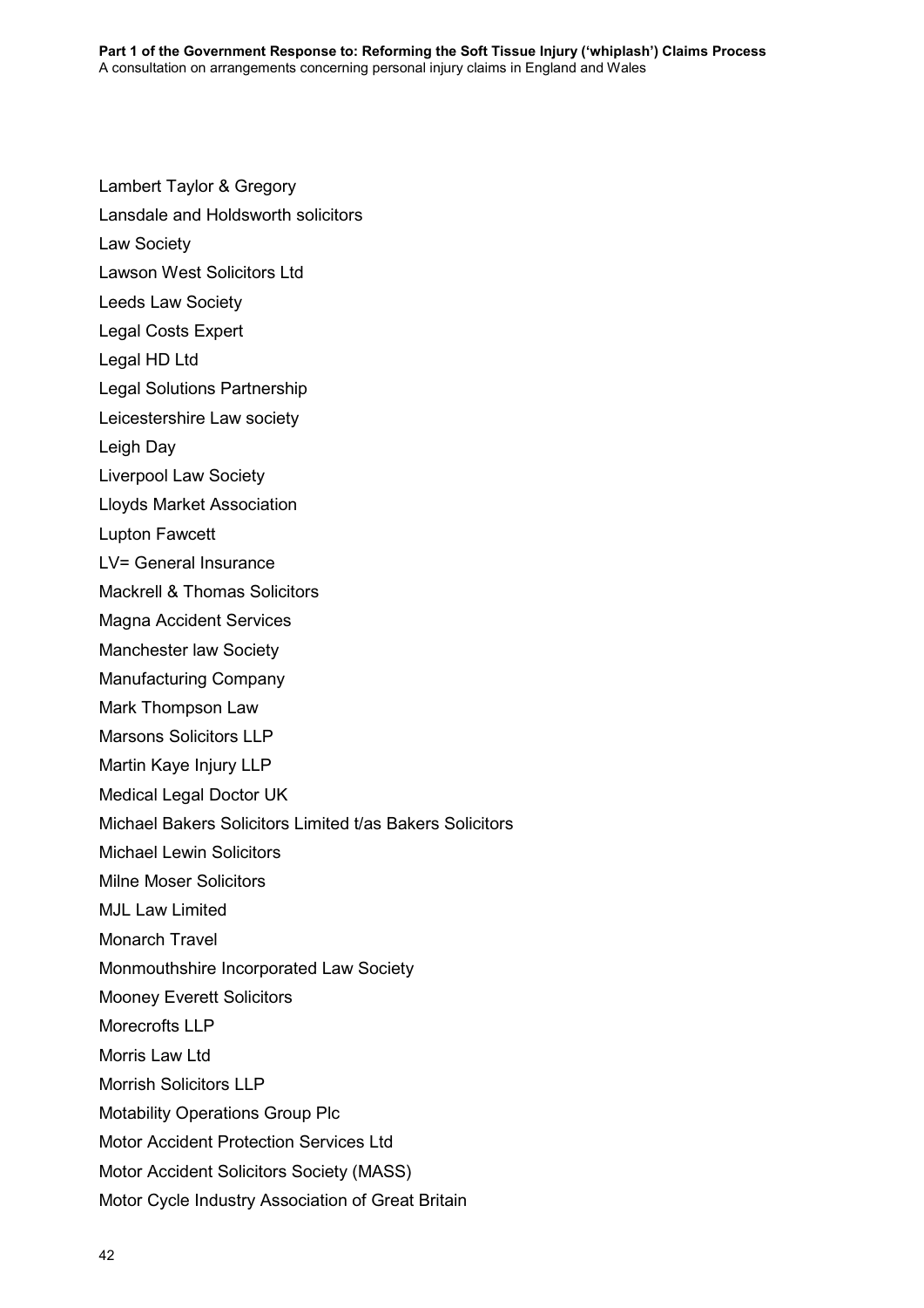Lambert Taylor & Gregory

Lansdale and Holdsworth solicitors

Law Society

Lawson West Solicitors Ltd

Leeds Law Society

Legal Costs Expert

Legal HD Ltd

Legal Solutions Partnership

Leicestershire Law society

Leigh Day

Liverpool Law Society

Lloyds Market Association

Lupton Fawcett

LV= General Insurance

Mackrell & Thomas Solicitors

Magna Accident Services

Manchester law Society

Manufacturing Company

Mark Thompson Law

Marsons Solicitors LLP

Martin Kaye Injury LLP

Medical Legal Doctor UK

Michael Bakers Solicitors Limited t/as Bakers Solicitors

Michael Lewin Solicitors

Milne Moser Solicitors

MJL Law Limited

Monarch Travel

Monmouthshire Incorporated Law Society

Mooney Everett Solicitors

Morecrofts LLP

Morris Law Ltd

Morrish Solicitors LLP

Motability Operations Group Plc

Motor Accident Protection Services Ltd

Motor Accident Solicitors Society (MASS)

Motor Cycle Industry Association of Great Britain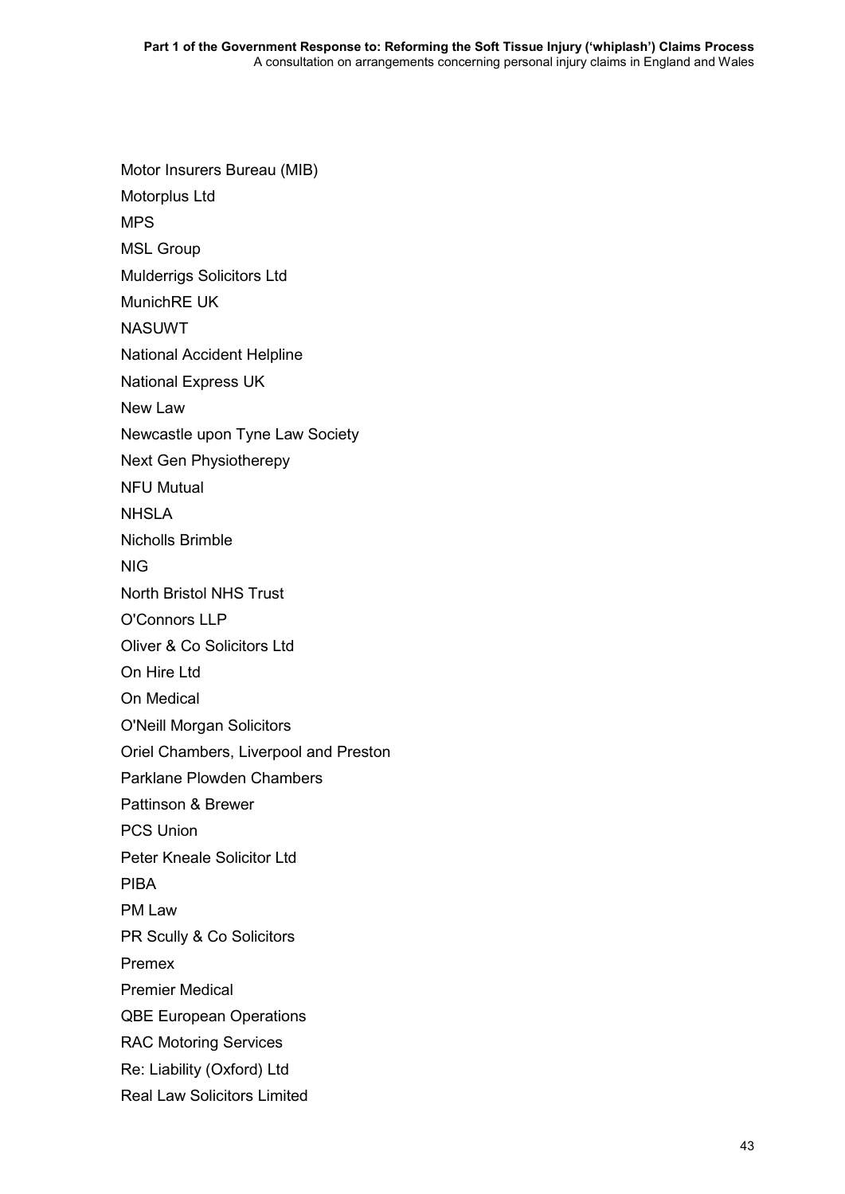Motor Insurers Bureau (MIB)

Motorplus Ltd

MPS

MSL Group

Mulderrigs Solicitors Ltd

MunichRE UK

NASUWT

National Accident Helpline

National Express UK

New Law

Newcastle upon Tyne Law Society

Next Gen Physiotherepy

NFU Mutual

NHSLA

Nicholls Brimble

NIG

North Bristol NHS Trust

O'Connors LLP

Oliver & Co Solicitors Ltd

On Hire Ltd

On Medical

O'Neill Morgan Solicitors

Oriel Chambers, Liverpool and Preston

Parklane Plowden Chambers

Pattinson & Brewer

PCS Union

Peter Kneale Solicitor Ltd

PIBA

PM Law

PR Scully & Co Solicitors

Premex

Premier Medical

QBE European Operations

RAC Motoring Services

Re: Liability (Oxford) Ltd

Real Law Solicitors Limited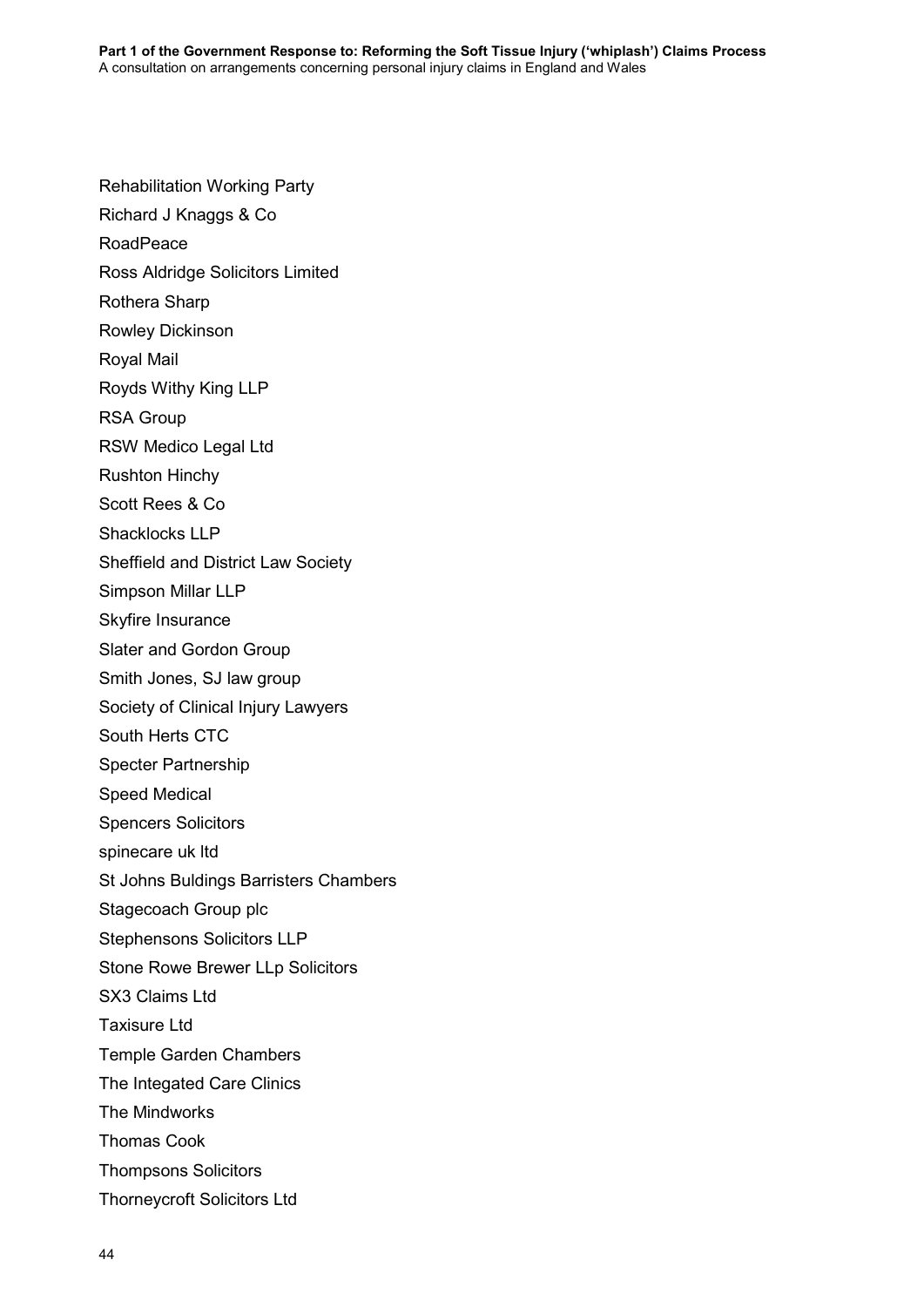Rehabilitation Working Party

Richard J Knaggs & Co

RoadPeace

Ross Aldridge Solicitors Limited

Rothera Sharp

Rowley Dickinson

Royal Mail

Royds Withy King LLP

RSA Group

RSW Medico Legal Ltd

Rushton Hinchy

Scott Rees & Co

Shacklocks LLP

Sheffield and District Law Society

Simpson Millar LLP

Skyfire Insurance

Slater and Gordon Group

Smith Jones, SJ law group

Society of Clinical Injury Lawyers

South Herts CTC

Specter Partnership

Speed Medical

Spencers Solicitors

spinecare uk ltd

St Johns Buldings Barristers Chambers

Stagecoach Group plc

Stephensons Solicitors LLP

Stone Rowe Brewer LLp Solicitors

SX3 Claims Ltd

Taxisure Ltd

Temple Garden Chambers

The Integated Care Clinics

The Mindworks

Thomas Cook

Thompsons Solicitors

Thorneycroft Solicitors Ltd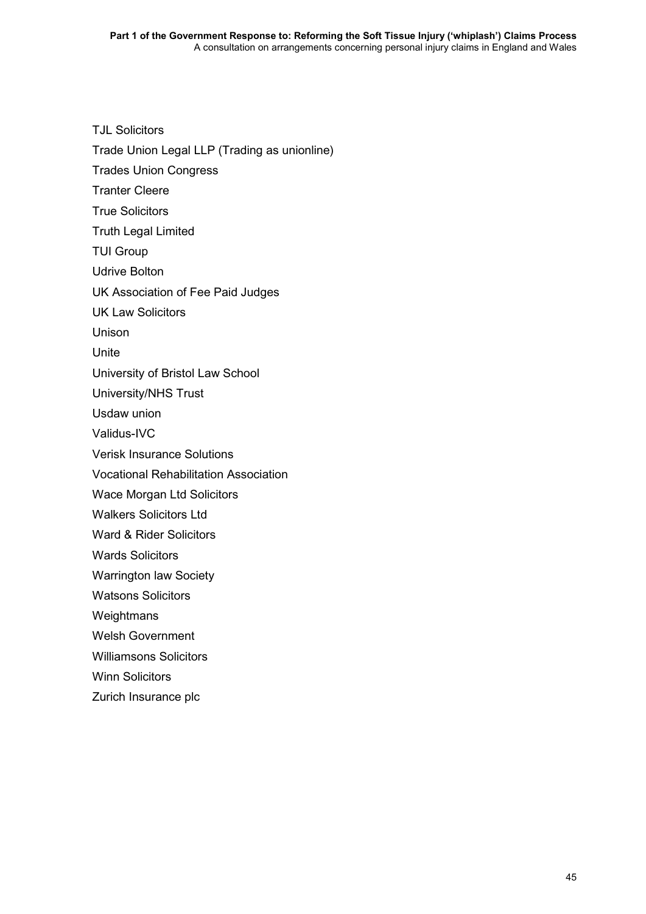TJL Solicitors

Trade Union Legal LLP (Trading as unionline)

Trades Union Congress

Tranter Cleere

True Solicitors

Truth Legal Limited

TUI Group

Udrive Bolton

UK Association of Fee Paid Judges

UK Law Solicitors

Unison

Unite

University of Bristol Law School

University/NHS Trust

Usdaw union

Validus-IVC

Verisk Insurance Solutions

Vocational Rehabilitation Association

Wace Morgan Ltd Solicitors

Walkers Solicitors Ltd

Ward & Rider Solicitors

Wards Solicitors

Warrington law Society

Watsons Solicitors

Weightmans

Welsh Government

Williamsons Solicitors

Winn Solicitors

Zurich Insurance plc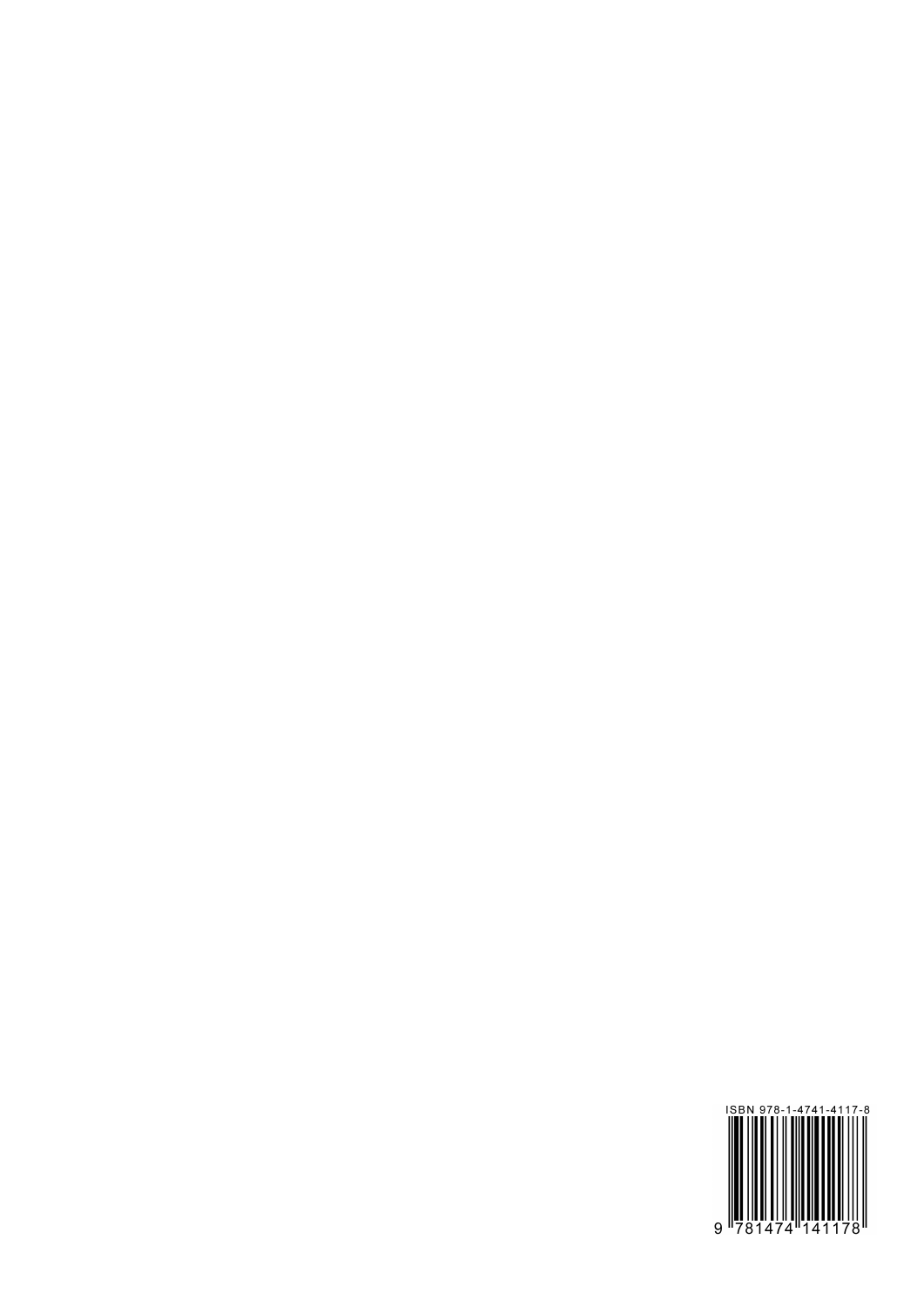ISBN 978-1-4741-4117-8

9 781474 141178